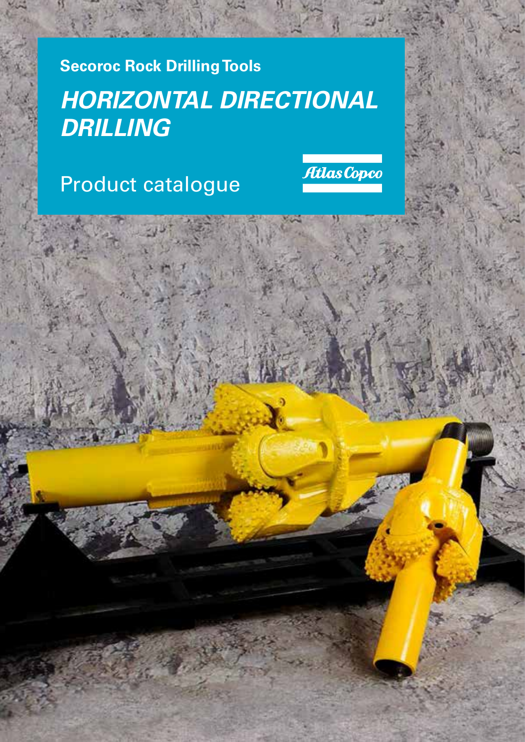**Secoroc Rock Drilling Tools**

# *HORIZONTAL DIRECTIONAL DRILLING*

Product catalogue

Atlas Copco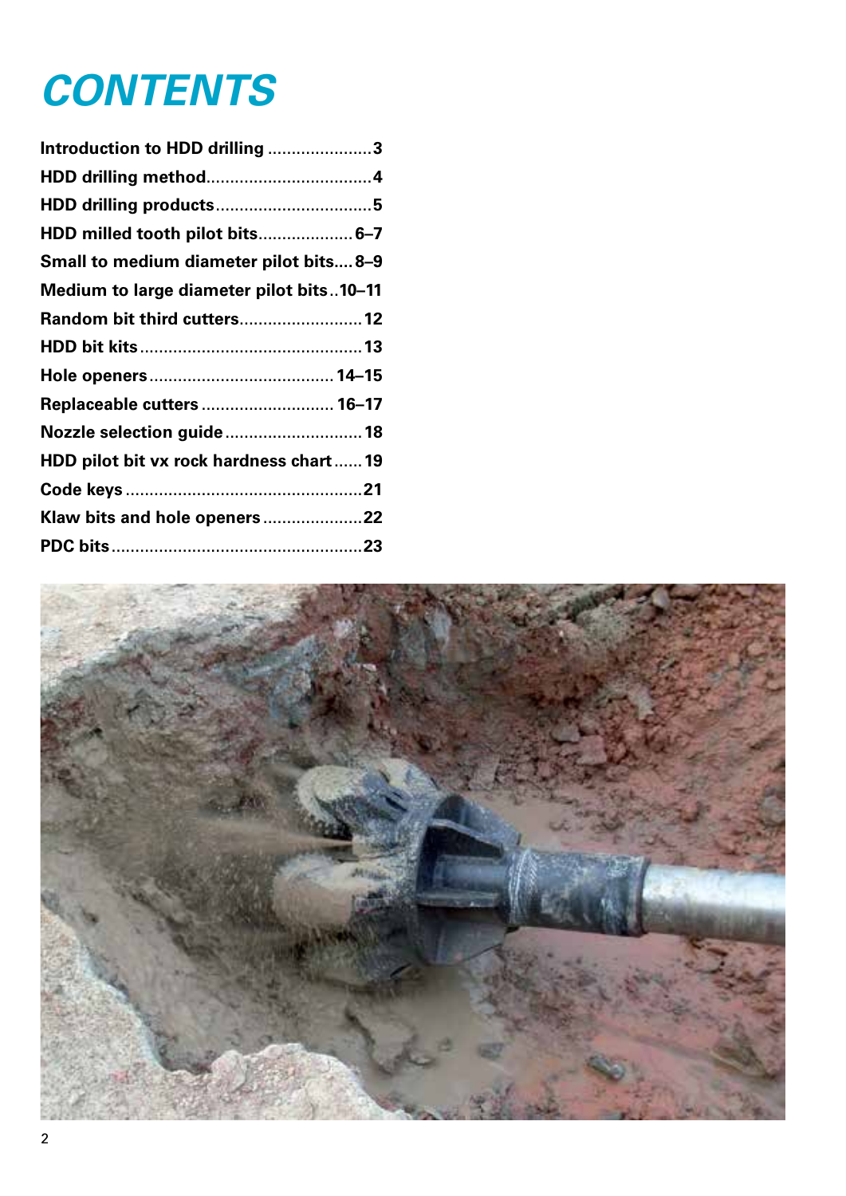# CONTENTS

| | |
|---|---|
| Introduction to HDD drilling | 3 |
| HDD drilling method | 4 |
| HDD drilling products | 5 |
| HDD milled tooth pilot bits | 6–7 |
| Small to medium diameter pilot bits | 8–9 |
| Medium to large diameter pilot bits | 10–11 |
| Random bit third cutters | 12 |
| HDD bit kits | 13 |
| Hole openers | 14–15 |
| Replaceable cutters | 16–17 |
| Nozzle selection guide | 18 |
| HDD pilot bit vx rock hardness chart | 19 |
| Code keys | 21 |
| Klaw bits and hole openers | 22 |
| PDC bits | 23 |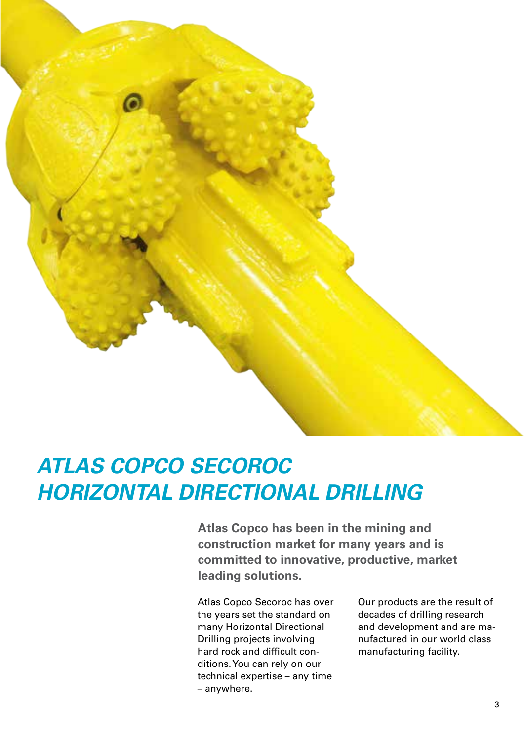# ATLAS COPCO SECOROC HORIZONTAL DIRECTIONAL DRILLING

**Atlas Copco has been in the mining and construction market for many years and is committed to innovative, productive, market leading solutions.**

Atlas Copco Secoroc has over the years set the standard on many Horizontal Directional Drilling projects involving hard rock and difficult conditions. You can rely on our technical expertise – any time – anywhere.

Our products are the result of decades of drilling research and development and are manufactured in our world class manufacturing facility.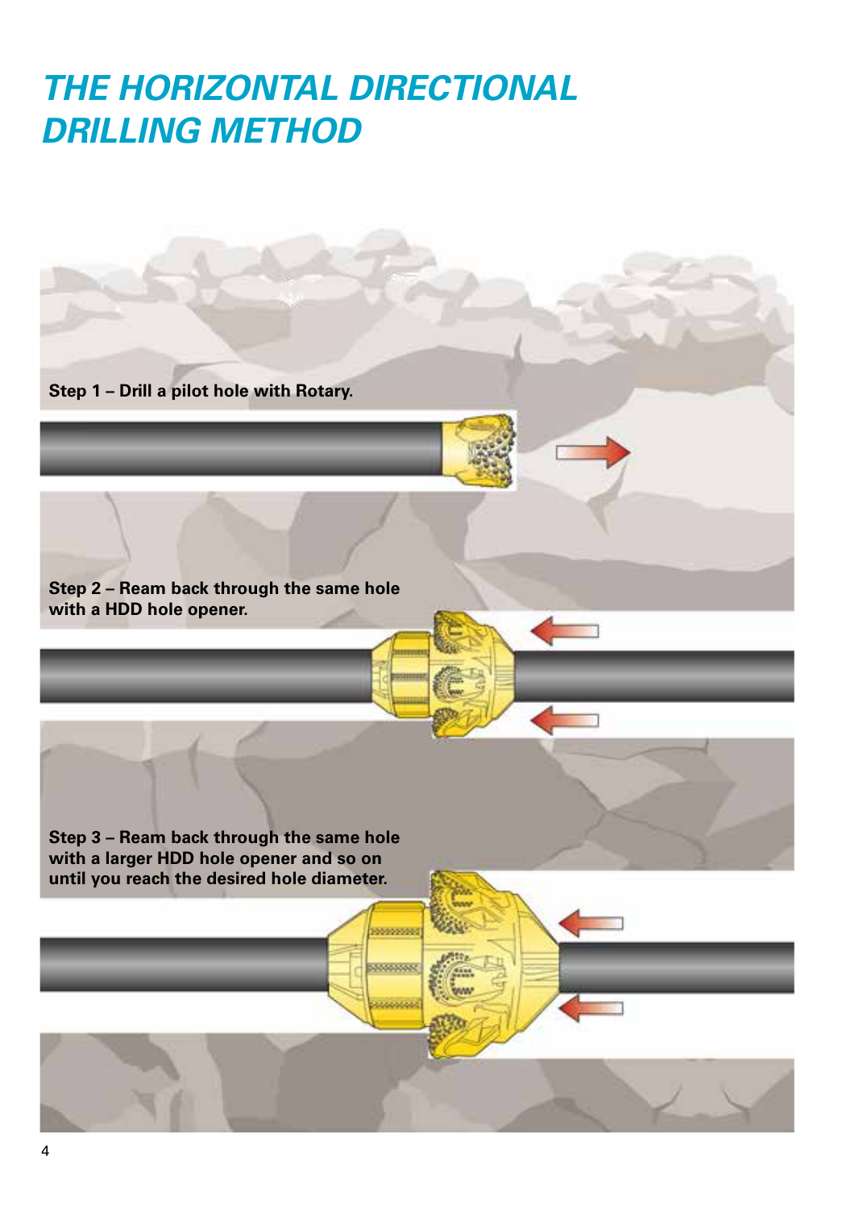# THE HORIZONTAL DIRECTIONAL DRILLING METHOD

**Step 1 – Drill a pilot hole with Rotary.**

**Step 2 – Ream back through the same hole with a HDD hole opener.**

**Step 3 – Ream back through the same hole with a larger HDD hole opener and so on until you reach the desired hole diameter.**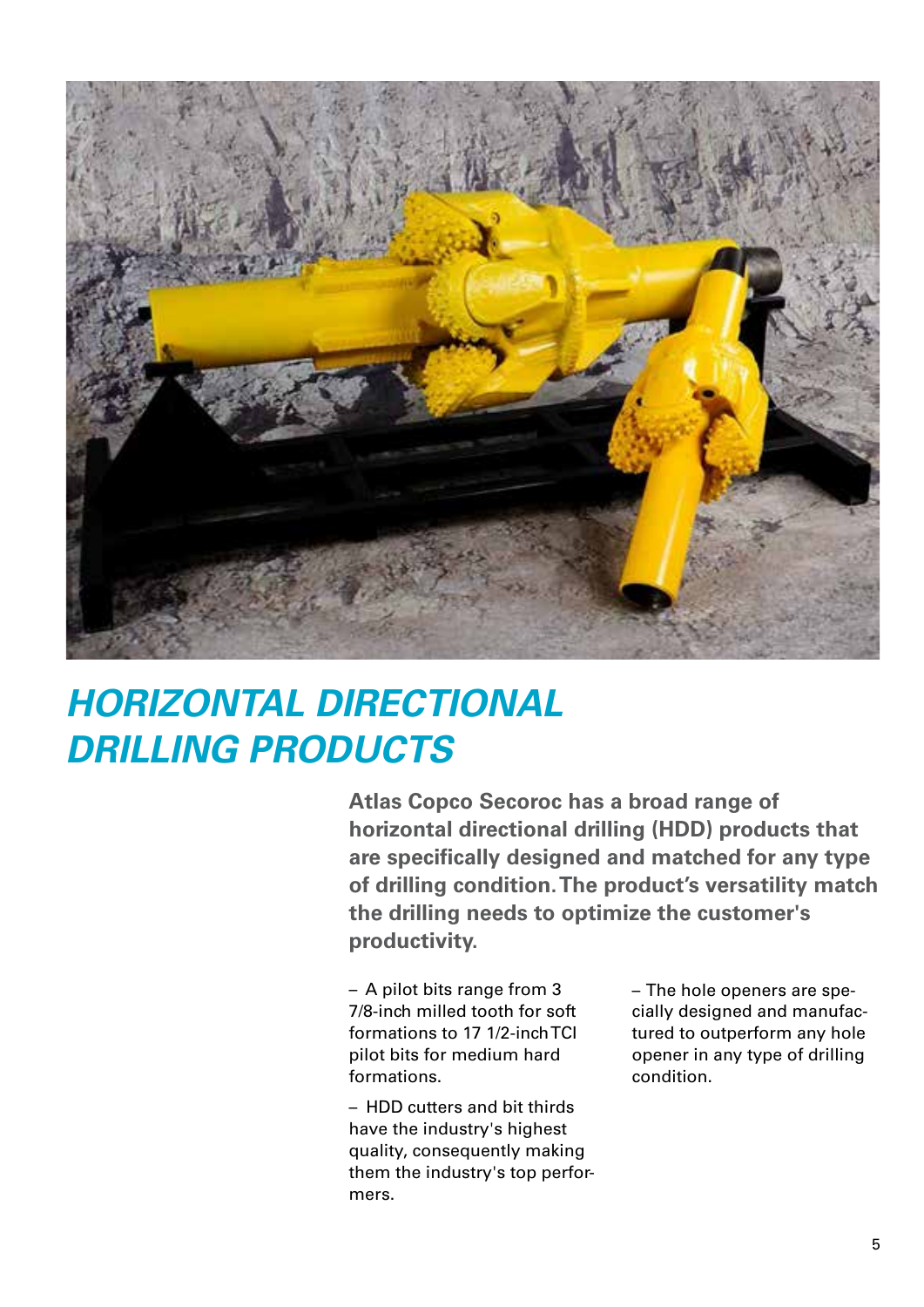# HORIZONTAL DIRECTIONAL DRILLING PRODUCTS

**Atlas Copco Secoroc has a broad range of horizontal directional drilling (HDD) products that are specifically designed and matched for any type of drilling condition. The product's versatility match the drilling needs to optimize the customer's productivity.**

– A pilot bits range from 3 7/8-inch milled tooth for soft formations to 17 1/2-inch TCI pilot bits for medium hard formations.

– HDD cutters and bit thirds have the industry's highest quality, consequently making them the industry's top performers.

– The hole openers are specially designed and manufactured to outperform any hole opener in any type of drilling condition.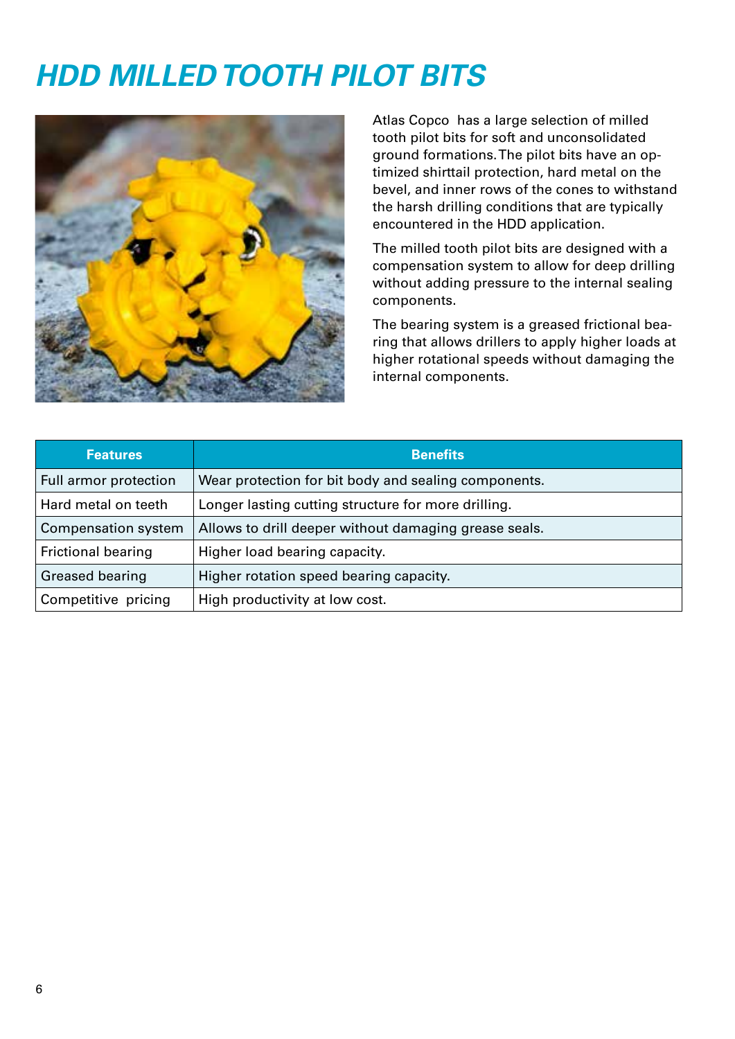# HDD MILLED TOOTH PILOT BITS

Atlas Copco has a large selection of milled tooth pilot bits for soft and unconsolidated ground formations. The pilot bits have an optimized shirttail protection, hard metal on the bevel, and inner rows of the cones to withstand the harsh drilling conditions that are typically encountered in the HDD application.

The milled tooth pilot bits are designed with a compensation system to allow for deep drilling without adding pressure to the internal sealing components.

The bearing system is a greased frictional bearing that allows drillers to apply higher loads at higher rotational speeds without damaging the internal components.

| Features | Benefits |
| --- | --- |
| Full armor protection | Wear protection for bit body and sealing components. |
| Hard metal on teeth | Longer lasting cutting structure for more drilling. |
| Compensation system | Allows to drill deeper without damaging grease seals. |
| Frictional bearing | Higher load bearing capacity. |
| Greased bearing | Higher rotation speed bearing capacity. |
| Competitive pricing | High productivity at low cost. |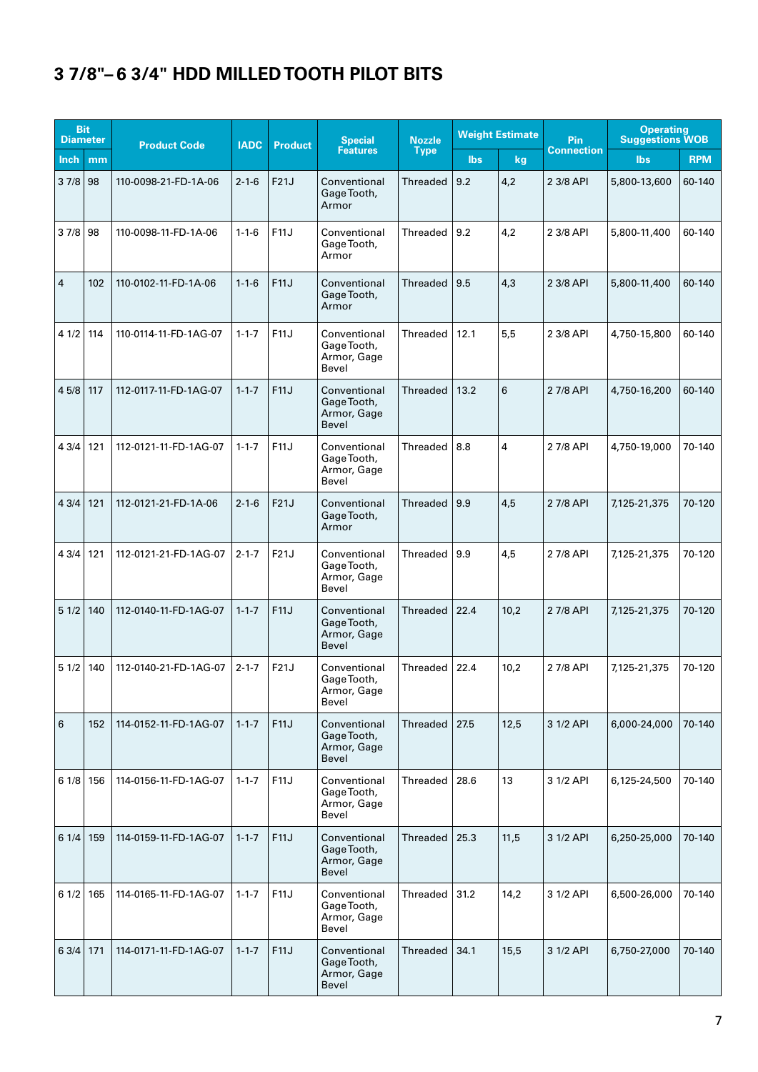# 3 7/8"– 6 3/4" HDD MILLED TOOTH PILOT BITS

| Bit Diameter | | Product Code | IADC | Product | Special Features | Nozzle Type | Weight Estimate | | Pin Connection | Operating Suggestions WOB | |
|---|---|---|---|---|---|---|---|---|---|---|---|
| Inch | mm | | | | | | lbs | kg | | lbs | RPM |
| 3 7/8 | 98 | 110-0098-21-FD-1A-06 | 2-1-6 | F21J | Conventional Gage Tooth, Armor | Threaded | 9.2 | 4,2 | 2 3/8 API | 5,800-13,600 | 60-140 |
| 3 7/8 | 98 | 110-0098-11-FD-1A-06 | 1-1-6 | F11J | Conventional Gage Tooth, Armor | Threaded | 9.2 | 4,2 | 2 3/8 API | 5,800-11,400 | 60-140 |
| 4 | 102 | 110-0102-11-FD-1A-06 | 1-1-6 | F11J | Conventional Gage Tooth, Armor | Threaded | 9.5 | 4,3 | 2 3/8 API | 5,800-11,400 | 60-140 |
| 4 1/2 | 114 | 110-0114-11-FD-1AG-07 | 1-1-7 | F11J | Conventional Gage Tooth, Armor, Gage Bevel | Threaded | 12.1 | 5,5 | 2 3/8 API | 4,750-15,800 | 60-140 |
| 4 5/8 | 117 | 112-0117-11-FD-1AG-07 | 1-1-7 | F11J | Conventional Gage Tooth, Armor, Gage Bevel | Threaded | 13.2 | 6 | 2 7/8 API | 4,750-16,200 | 60-140 |
| 4 3/4 | 121 | 112-0121-11-FD-1AG-07 | 1-1-7 | F11J | Conventional Gage Tooth, Armor, Gage Bevel | Threaded | 8.8 | 4 | 2 7/8 API | 4,750-19,000 | 70-140 |
| 4 3/4 | 121 | 112-0121-21-FD-1A-06 | 2-1-6 | F21J | Conventional Gage Tooth, Armor | Threaded | 9.9 | 4,5 | 2 7/8 API | 7,125-21,375 | 70-120 |
| 4 3/4 | 121 | 112-0121-21-FD-1AG-07 | 2-1-7 | F21J | Conventional Gage Tooth, Armor, Gage Bevel | Threaded | 9.9 | 4,5 | 2 7/8 API | 7,125-21,375 | 70-120 |
| 5 1/2 | 140 | 112-0140-11-FD-1AG-07 | 1-1-7 | F11J | Conventional Gage Tooth, Armor, Gage Bevel | Threaded | 22.4 | 10,2 | 2 7/8 API | 7,125-21,375 | 70-120 |
| 5 1/2 | 140 | 112-0140-21-FD-1AG-07 | 2-1-7 | F21J | Conventional Gage Tooth, Armor, Gage Bevel | Threaded | 22.4 | 10,2 | 2 7/8 API | 7,125-21,375 | 70-120 |
| 6 | 152 | 114-0152-11-FD-1AG-07 | 1-1-7 | F11J | Conventional Gage Tooth, Armor, Gage Bevel | Threaded | 27.5 | 12,5 | 3 1/2 API | 6,000-24,000 | 70-140 |
| 6 1/8 | 156 | 114-0156-11-FD-1AG-07 | 1-1-7 | F11J | Conventional Gage Tooth, Armor, Gage Bevel | Threaded | 28.6 | 13 | 3 1/2 API | 6,125-24,500 | 70-140 |
| 6 1/4 | 159 | 114-0159-11-FD-1AG-07 | 1-1-7 | F11J | Conventional Gage Tooth, Armor, Gage Bevel | Threaded | 25.3 | 11,5 | 3 1/2 API | 6,250-25,000 | 70-140 |
| 6 1/2 | 165 | 114-0165-11-FD-1AG-07 | 1-1-7 | F11J | Conventional Gage Tooth, Armor, Gage Bevel | Threaded | 31.2 | 14,2 | 3 1/2 API | 6,500-26,000 | 70-140 |
| 6 3/4 | 171 | 114-0171-11-FD-1AG-07 | 1-1-7 | F11J | Conventional Gage Tooth, Armor, Gage Bevel | Threaded | 34.1 | 15,5 | 3 1/2 API | 6,750-27,000 | 70-140 |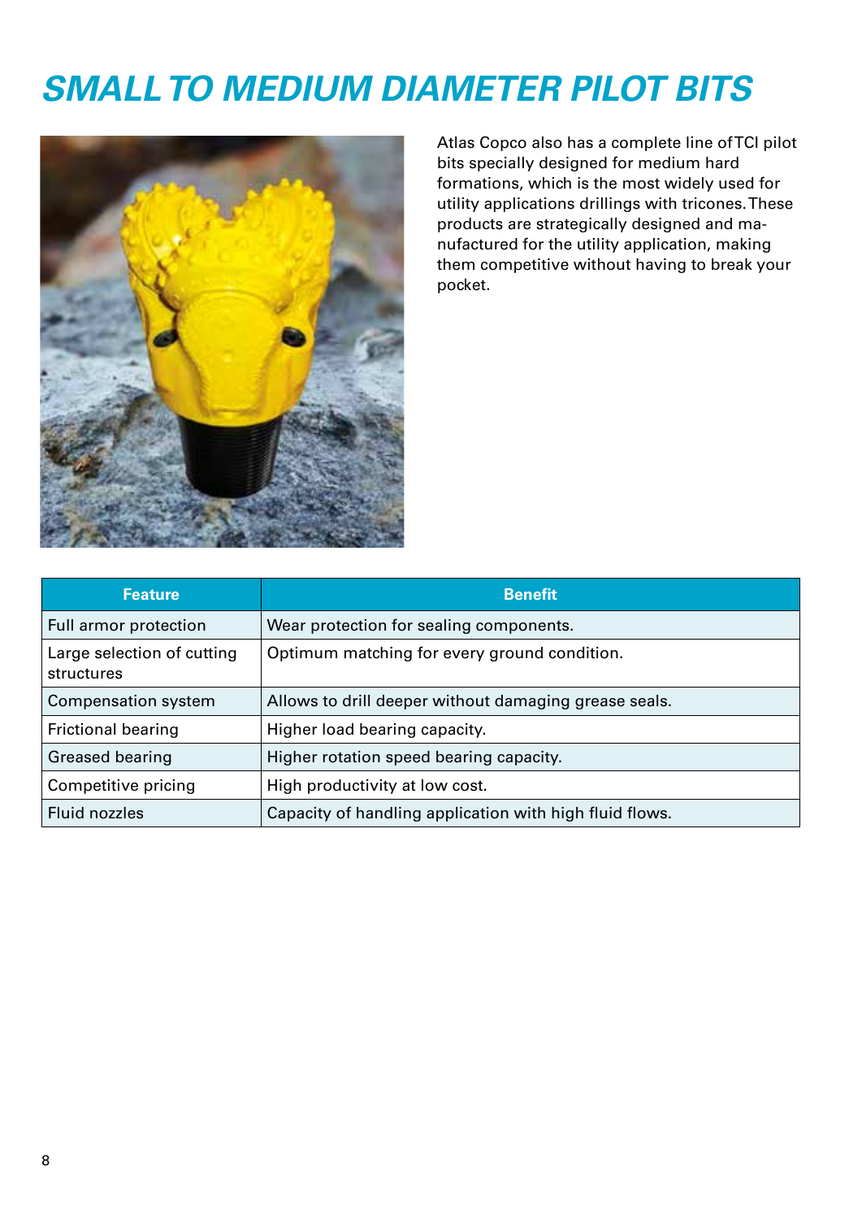# SMALL TO MEDIUM DIAMETER PILOT BITS

Atlas Copco also has a complete line of TCI pilot bits specially designed for medium hard formations, which is the most widely used for utility applications drillings with tricones. These products are strategically designed and manufactured for the utility application, making them competitive without having to break your pocket.

| Feature | Benefit |
|---|---|
| Full armor protection | Wear protection for sealing components. |
| Large selection of cutting structures | Optimum matching for every ground condition. |
| Compensation system | Allows to drill deeper without damaging grease seals. |
| Frictional bearing | Higher load bearing capacity. |
| Greased bearing | Higher rotation speed bearing capacity. |
| Competitive pricing | High productivity at low cost. |
| Fluid nozzles | Capacity of handling application with high fluid flows. |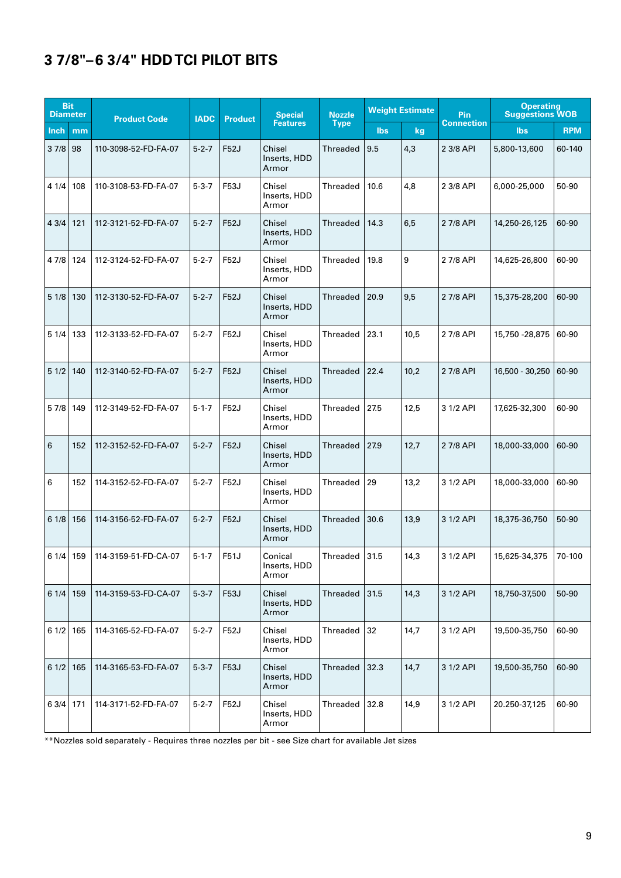# 3 7/8"–6 3/4" HDD TCI PILOT BITS

| Bit Diameter | | Product Code | IADC | Product | Special Features | Nozzle Type | Weight Estimate | | Pin Connection | Operating Suggestions WOB | |
|---|---|---|---|---|---|---|---|---|---|---|---|
| Inch | mm | | | | | | lbs | kg | | lbs | RPM |
| 3 7/8 | 98 | 110-3098-52-FD-FA-07 | 5-2-7 | F52J | Chisel Inserts, HDD Armor | Threaded | 9.5 | 4,3 | 2 3/8 API | 5,800-13,600 | 60-140 |
| 4 1/4 | 108 | 110-3108-53-FD-FA-07 | 5-3-7 | F53J | Chisel Inserts, HDD Armor | Threaded | 10.6 | 4,8 | 2 3/8 API | 6,000-25,000 | 50-90 |
| 4 3/4 | 121 | 112-3121-52-FD-FA-07 | 5-2-7 | F52J | Chisel Inserts, HDD Armor | Threaded | 14.3 | 6,5 | 2 7/8 API | 14,250-26,125 | 60-90 |
| 4 7/8 | 124 | 112-3124-52-FD-FA-07 | 5-2-7 | F52J | Chisel Inserts, HDD Armor | Threaded | 19.8 | 9 | 2 7/8 API | 14,625-26,800 | 60-90 |
| 5 1/8 | 130 | 112-3130-52-FD-FA-07 | 5-2-7 | F52J | Chisel Inserts, HDD Armor | Threaded | 20.9 | 9,5 | 2 7/8 API | 15,375-28,200 | 60-90 |
| 5 1/4 | 133 | 112-3133-52-FD-FA-07 | 5-2-7 | F52J | Chisel Inserts, HDD Armor | Threaded | 23.1 | 10,5 | 2 7/8 API | 15,750 -28,875 | 60-90 |
| 5 1/2 | 140 | 112-3140-52-FD-FA-07 | 5-2-7 | F52J | Chisel Inserts, HDD Armor | Threaded | 22.4 | 10,2 | 2 7/8 API | 16,500 - 30,250 | 60-90 |
| 5 7/8 | 149 | 112-3149-52-FD-FA-07 | 5-1-7 | F52J | Chisel Inserts, HDD Armor | Threaded | 27.5 | 12,5 | 3 1/2 API | 17,625-32,300 | 60-90 |
| 6 | 152 | 112-3152-52-FD-FA-07 | 5-2-7 | F52J | Chisel Inserts, HDD Armor | Threaded | 27.9 | 12,7 | 2 7/8 API | 18,000-33,000 | 60-90 |
| 6 | 152 | 114-3152-52-FD-FA-07 | 5-2-7 | F52J | Chisel Inserts, HDD Armor | Threaded | 29 | 13,2 | 3 1/2 API | 18,000-33,000 | 60-90 |
| 6 1/8 | 156 | 114-3156-52-FD-FA-07 | 5-2-7 | F52J | Chisel Inserts, HDD Armor | Threaded | 30.6 | 13,9 | 3 1/2 API | 18,375-36,750 | 50-90 |
| 6 1/4 | 159 | 114-3159-51-FD-CA-07 | 5-1-7 | F51J | Conical Inserts, HDD Armor | Threaded | 31.5 | 14,3 | 3 1/2 API | 15,625-34,375 | 70-100 |
| 6 1/4 | 159 | 114-3159-53-FD-CA-07 | 5-3-7 | F53J | Chisel Inserts, HDD Armor | Threaded | 31.5 | 14,3 | 3 1/2 API | 18,750-37,500 | 50-90 |
| 6 1/2 | 165 | 114-3165-52-FD-FA-07 | 5-2-7 | F52J | Chisel Inserts, HDD Armor | Threaded | 32 | 14,7 | 3 1/2 API | 19,500-35,750 | 60-90 |
| 6 1/2 | 165 | 114-3165-53-FD-FA-07 | 5-3-7 | F53J | Chisel Inserts, HDD Armor | Threaded | 32.3 | 14,7 | 3 1/2 API | 19,500-35,750 | 60-90 |
| 6 3/4 | 171 | 114-3171-52-FD-FA-07 | 5-2-7 | F52J | Chisel Inserts, HDD Armor | Threaded | 32.8 | 14,9 | 3 1/2 API | 20.250-37,125 | 60-90 |

**Nozzles sold separately - Requires three nozzles per bit - see Size chart for available Jet sizes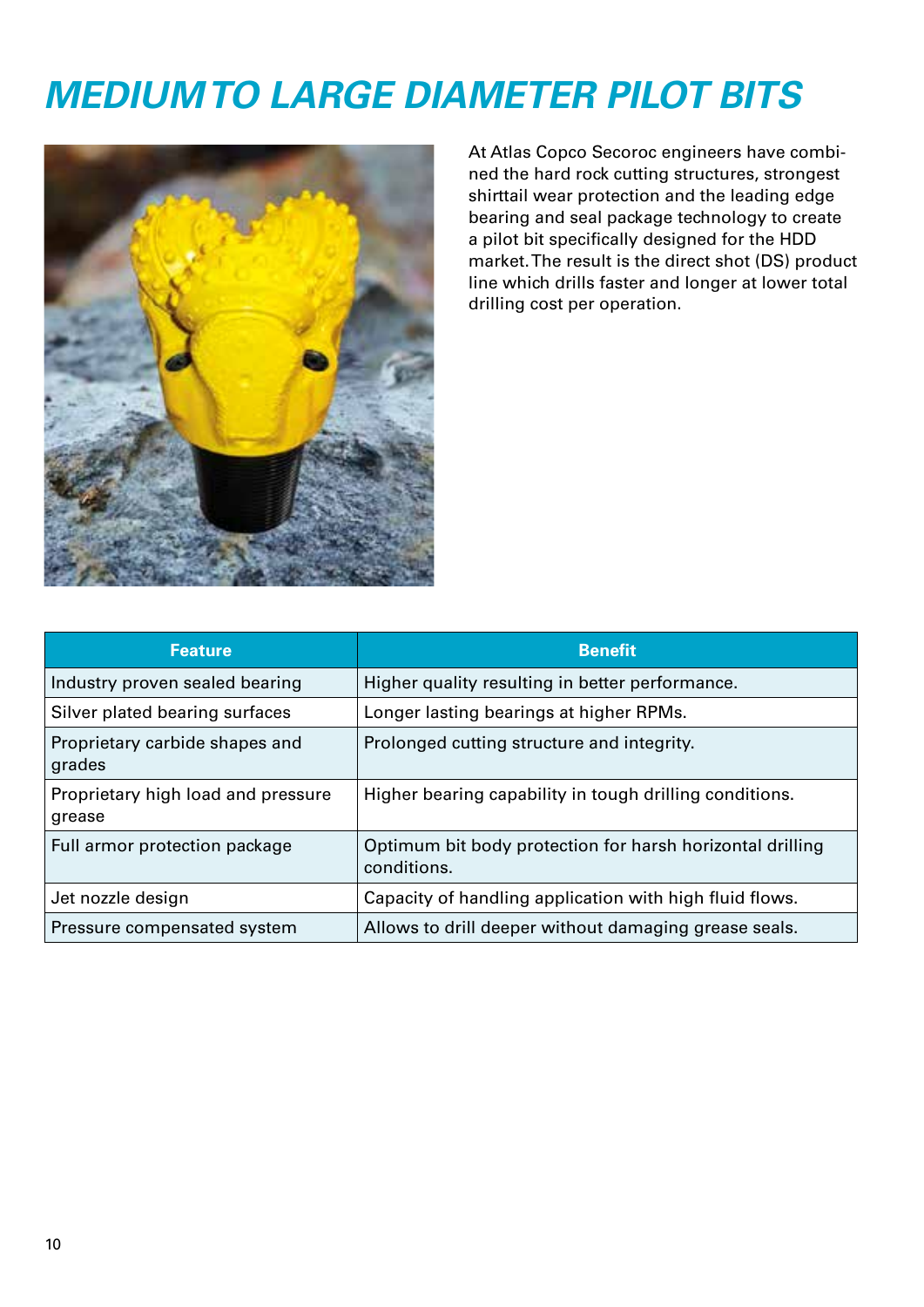# MEDIUM TO LARGE DIAMETER PILOT BITS

At Atlas Copco Secoroc engineers have combined the hard rock cutting structures, strongest shirttail wear protection and the leading edge bearing and seal package technology to create a pilot bit specifically designed for the HDD market. The result is the direct shot (DS) product line which drills faster and longer at lower total drilling cost per operation.

| Feature | Benefit |
|---|---|
| Industry proven sealed bearing | Higher quality resulting in better performance. |
| Silver plated bearing surfaces | Longer lasting bearings at higher RPMs. |
| Proprietary carbide shapes and grades | Prolonged cutting structure and integrity. |
| Proprietary high load and pressure grease | Higher bearing capability in tough drilling conditions. |
| Full armor protection package | Optimum bit body protection for harsh horizontal drilling conditions. |
| Jet nozzle design | Capacity of handling application with high fluid flows. |
| Pressure compensated system | Allows to drill deeper without damaging grease seals. |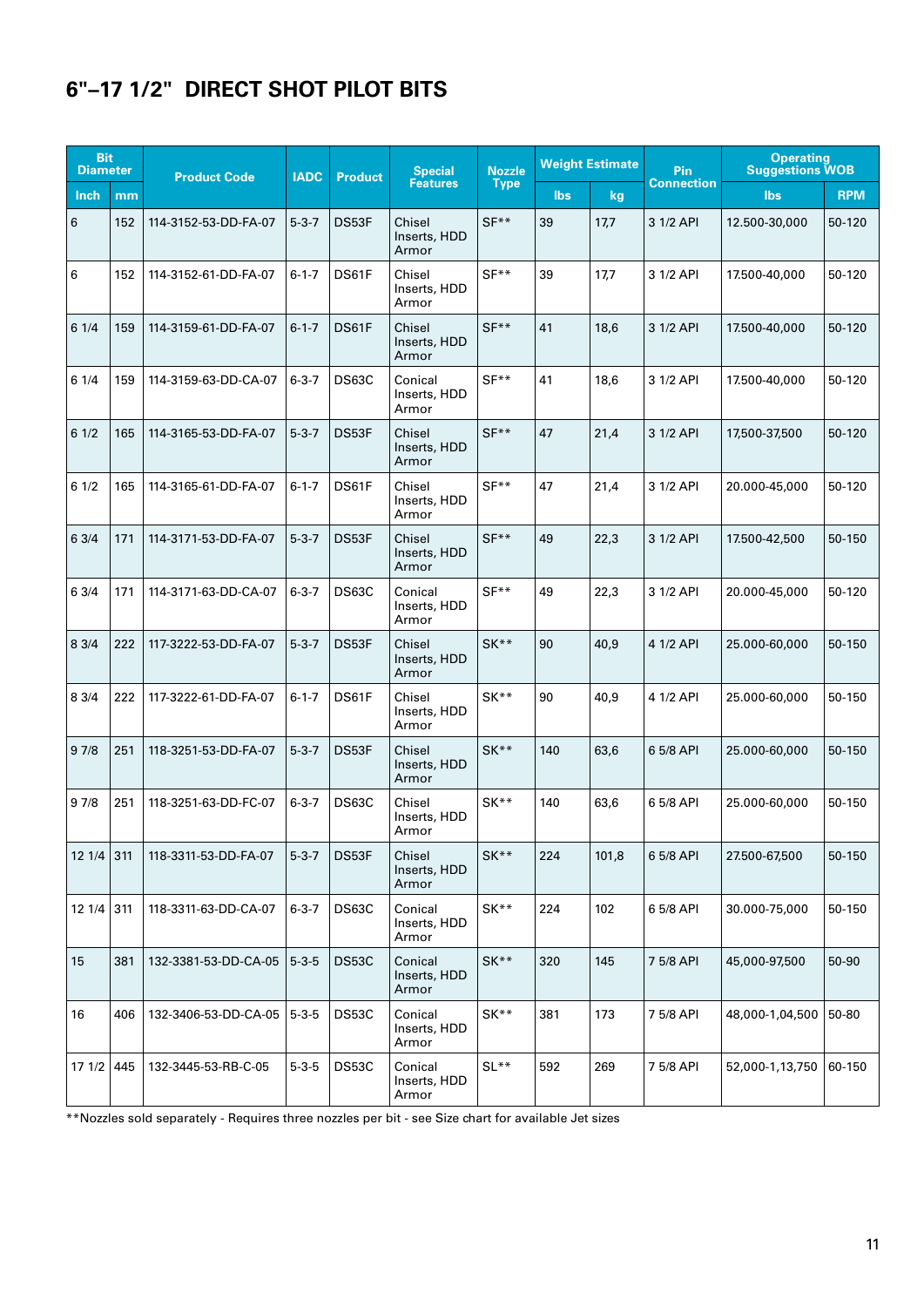# 6"–17 1/2"  DIRECT SHOT PILOT BITS

| Bit Diameter | | Product Code | IADC | Product | Special Features | Nozzle Type | Weight Estimate | | Pin Connection | Operating Suggestions WOB | |
|---|---|---|---|---|---|---|---|---|---|---|---|
| Inch | mm | | | | | | lbs | kg | | lbs | RPM |
| 6 | 152 | 114-3152-53-DD-FA-07 | 5-3-7 | DS53F | Chisel Inserts, HDD Armor | SF** | 39 | 17,7 | 3 1/2 API | 12.500-30,000 | 50-120 |
| 6 | 152 | 114-3152-61-DD-FA-07 | 6-1-7 | DS61F | Chisel Inserts, HDD Armor | SF** | 39 | 17,7 | 3 1/2 API | 17.500-40,000 | 50-120 |
| 6 1/4 | 159 | 114-3159-61-DD-FA-07 | 6-1-7 | DS61F | Chisel Inserts, HDD Armor | SF** | 41 | 18,6 | 3 1/2 API | 17.500-40,000 | 50-120 |
| 6 1/4 | 159 | 114-3159-63-DD-CA-07 | 6-3-7 | DS63C | Conical Inserts, HDD Armor | SF** | 41 | 18,6 | 3 1/2 API | 17.500-40,000 | 50-120 |
| 6 1/2 | 165 | 114-3165-53-DD-FA-07 | 5-3-7 | DS53F | Chisel Inserts, HDD Armor | SF** | 47 | 21,4 | 3 1/2 API | 17,500-37,500 | 50-120 |
| 6 1/2 | 165 | 114-3165-61-DD-FA-07 | 6-1-7 | DS61F | Chisel Inserts, HDD Armor | SF** | 47 | 21,4 | 3 1/2 API | 20.000-45,000 | 50-120 |
| 6 3/4 | 171 | 114-3171-53-DD-FA-07 | 5-3-7 | DS53F | Chisel Inserts, HDD Armor | SF** | 49 | 22,3 | 3 1/2 API | 17.500-42,500 | 50-150 |
| 6 3/4 | 171 | 114-3171-63-DD-CA-07 | 6-3-7 | DS63C | Conical Inserts, HDD Armor | SF** | 49 | 22,3 | 3 1/2 API | 20.000-45,000 | 50-120 |
| 8 3/4 | 222 | 117-3222-53-DD-FA-07 | 5-3-7 | DS53F | Chisel Inserts, HDD Armor | SK** | 90 | 40,9 | 4 1/2 API | 25.000-60,000 | 50-150 |
| 8 3/4 | 222 | 117-3222-61-DD-FA-07 | 6-1-7 | DS61F | Chisel Inserts, HDD Armor | SK** | 90 | 40,9 | 4 1/2 API | 25.000-60,000 | 50-150 |
| 9 7/8 | 251 | 118-3251-53-DD-FA-07 | 5-3-7 | DS53F | Chisel Inserts, HDD Armor | SK** | 140 | 63,6 | 6 5/8 API | 25.000-60,000 | 50-150 |
| 9 7/8 | 251 | 118-3251-63-DD-FC-07 | 6-3-7 | DS63C | Chisel Inserts, HDD Armor | SK** | 140 | 63,6 | 6 5/8 API | 25.000-60,000 | 50-150 |
| 12 1/4 | 311 | 118-3311-53-DD-FA-07 | 5-3-7 | DS53F | Chisel Inserts, HDD Armor | SK** | 224 | 101,8 | 6 5/8 API | 27.500-67,500 | 50-150 |
| 12 1/4 | 311 | 118-3311-63-DD-CA-07 | 6-3-7 | DS63C | Conical Inserts, HDD Armor | SK** | 224 | 102 | 6 5/8 API | 30.000-75,000 | 50-150 |
| 15 | 381 | 132-3381-53-DD-CA-05 | 5-3-5 | DS53C | Conical Inserts, HDD Armor | SK** | 320 | 145 | 7 5/8 API | 45,000-97,500 | 50-90 |
| 16 | 406 | 132-3406-53-DD-CA-05 | 5-3-5 | DS53C | Conical Inserts, HDD Armor | SK** | 381 | 173 | 7 5/8 API | 48,000-1,04,500 | 50-80 |
| 17 1/2 | 445 | 132-3445-53-RB-C-05 | 5-3-5 | DS53C | Conical Inserts, HDD Armor | SL** | 592 | 269 | 7 5/8 API | 52,000-1,13,750 | 60-150 |

**Nozzles sold separately - Requires three nozzles per bit - see Size chart for available Jet sizes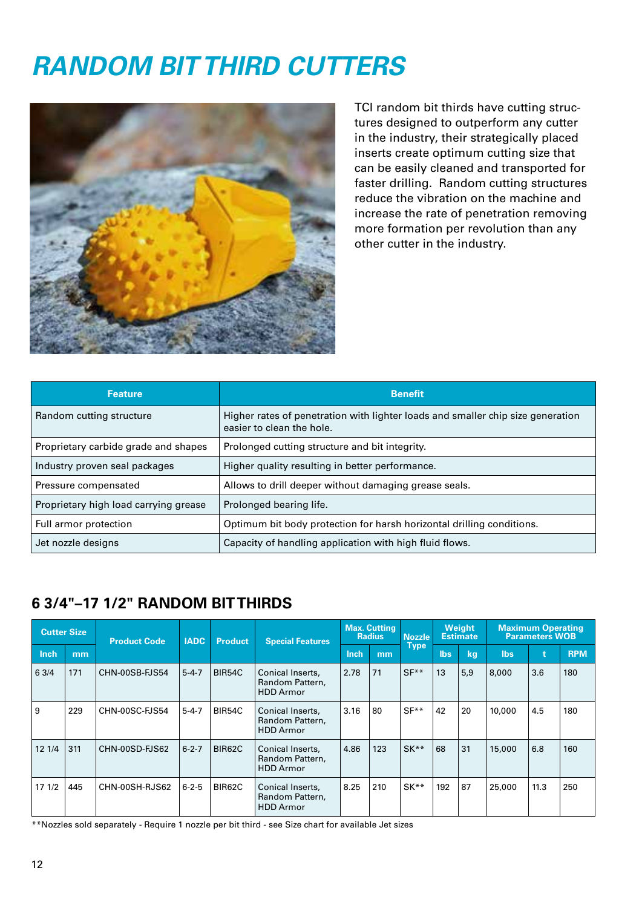# RANDOM BIT THIRD CUTTERS

TCI random bit thirds have cutting structures designed to outperform any cutter in the industry, their strategically placed inserts create optimum cutting size that can be easily cleaned and transported for faster drilling. Random cutting structures reduce the vibration on the machine and increase the rate of penetration removing more formation per revolution than any other cutter in the industry.

| Feature | Benefit |
|---|---|
| Random cutting structure | Higher rates of penetration with lighter loads and smaller chip size generation easier to clean the hole. |
| Proprietary carbide grade and shapes | Prolonged cutting structure and bit integrity. |
| Industry proven seal packages | Higher quality resulting in better performance. |
| Pressure compensated | Allows to drill deeper without damaging grease seals. |
| Proprietary high load carrying grease | Prolonged bearing life. |
| Full armor protection | Optimum bit body protection for harsh horizontal drilling conditions. |
| Jet nozzle designs | Capacity of handling application with high fluid flows. |

## 6 3/4"–17 1/2" RANDOM BIT THIRDS

| Cutter Size | | Product Code | IADC | Product | Special Features | Max. Cutting Radius | | Nozzle Type | Weight Estimate | | Maximum Operating Parameters WOB | | |
|---|---|---|---|---|---|---|---|---|---|---|---|---|---|
| Inch | mm | | | | | Inch | mm | | lbs | kg | lbs | t | RPM |
| 6 3/4 | 171 | CHN-00SB-FJS54 | 5-4-7 | BIR54C | Conical Inserts, Random Pattern, HDD Armor | 2.78 | 71 | SF** | 13 | 5,9 | 8,000 | 3.6 | 180 |
| 9 | 229 | CHN-00SC-FJS54 | 5-4-7 | BIR54C | Conical Inserts, Random Pattern, HDD Armor | 3.16 | 80 | SF** | 42 | 20 | 10,000 | 4.5 | 180 |
| 12 1/4 | 311 | CHN-00SD-FJS62 | 6-2-7 | BIR62C | Conical Inserts, Random Pattern, HDD Armor | 4.86 | 123 | SK** | 68 | 31 | 15,000 | 6.8 | 160 |
| 17 1/2 | 445 | CHN-00SH-RJS62 | 6-2-5 | BIR62C | Conical Inserts, Random Pattern, HDD Armor | 8.25 | 210 | SK** | 192 | 87 | 25,000 | 11.3 | 250 |

**Nozzles sold separately - Require 1 nozzle per bit third - see Size chart for available Jet sizes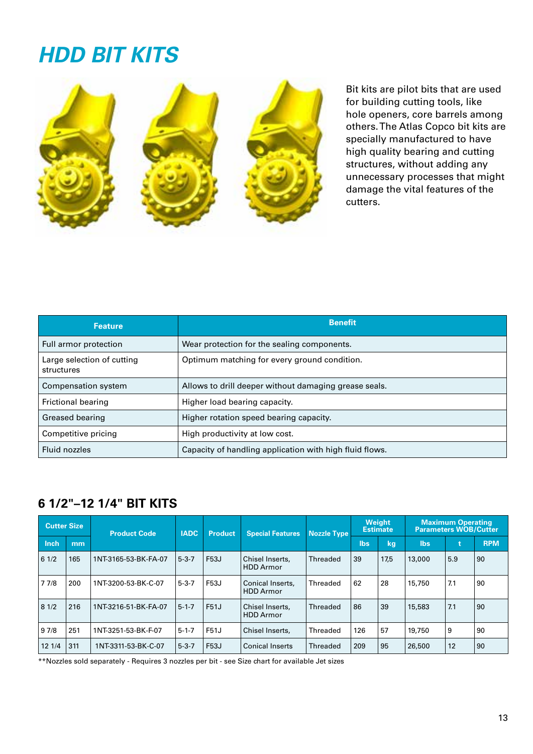// HDD BIT KITS

Bit kits are pilot bits that are used for building cutting tools, like hole openers, core barrels among others. The Atlas Copco bit kits are specially manufactured to have high quality bearing and cutting structures, without adding any unnecessary processes that might damage the vital features of the cutters.

| Feature | Benefit |
|---|---|
| Full armor protection | Wear protection for the sealing components. |
| Large selection of cutting structures | Optimum matching for every ground condition. |
| Compensation system | Allows to drill deeper without damaging grease seals. |
| Frictional bearing | Higher load bearing capacity. |
| Greased bearing | Higher rotation speed bearing capacity. |
| Competitive pricing | High productivity at low cost. |
| Fluid nozzles | Capacity of handling application with high fluid flows. |

## 6 1/2"–12 1/4" BIT KITS

| Cutter Size | | Product Code | IADC | Product | Special Features | Nozzle Type | Weight Estimate | | Maximum Operating Parameters WOB/Cutter | | |
|---|---|---|---|---|---|---|---|---|---|---|---|
| Inch | mm | | | | | | lbs | kg | lbs | t | RPM |
| 6 1/2 | 165 | 1NT-3165-53-BK-FA-07 | 5-3-7 | F53J | Chisel Inserts, HDD Armor | Threaded | 39 | 17,5 | 13,000 | 5.9 | 90 |
| 7 7/8 | 200 | 1NT-3200-53-BK-C-07 | 5-3-7 | F53J | Conical Inserts, HDD Armor | Threaded | 62 | 28 | 15,750 | 7.1 | 90 |
| 8 1/2 | 216 | 1NT-3216-51-BK-FA-07 | 5-1-7 | F51J | Chisel Inserts, HDD Armor | Threaded | 86 | 39 | 15,583 | 7.1 | 90 |
| 9 7/8 | 251 | 1NT-3251-53-BK-F-07 | 5-1-7 | F51J | Chisel Inserts, | Threaded | 126 | 57 | 19,750 | 9 | 90 |
| 12 1/4 | 311 | 1NT-3311-53-BK-C-07 | 5-3-7 | F53J | Conical Inserts | Threaded | 209 | 95 | 26,500 | 12 | 90 |

**Nozzles sold separately - Requires 3 nozzles per bit - see Size chart for available Jet sizes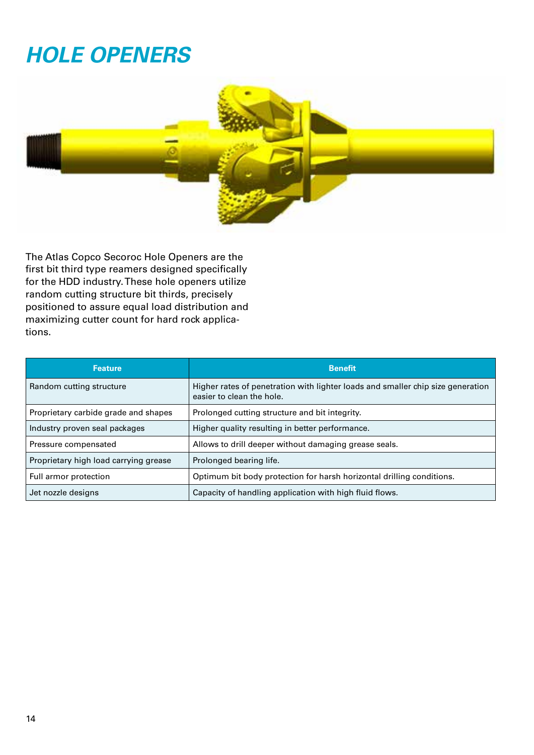# HOLE OPENERS

The Atlas Copco Secoroc Hole Openers are the first bit third type reamers designed specifically for the HDD industry. These hole openers utilize random cutting structure bit thirds, precisely positioned to assure equal load distribution and maximizing cutter count for hard rock applications.

| Feature | Benefit |
| --- | --- |
| Random cutting structure | Higher rates of penetration with lighter loads and smaller chip size generation easier to clean the hole. |
| Proprietary carbide grade and shapes | Prolonged cutting structure and bit integrity. |
| Industry proven seal packages | Higher quality resulting in better performance. |
| Pressure compensated | Allows to drill deeper without damaging grease seals. |
| Proprietary high load carrying grease | Prolonged bearing life. |
| Full armor protection | Optimum bit body protection for harsh horizontal drilling conditions. |
| Jet nozzle designs | Capacity of handling application with high fluid flows. |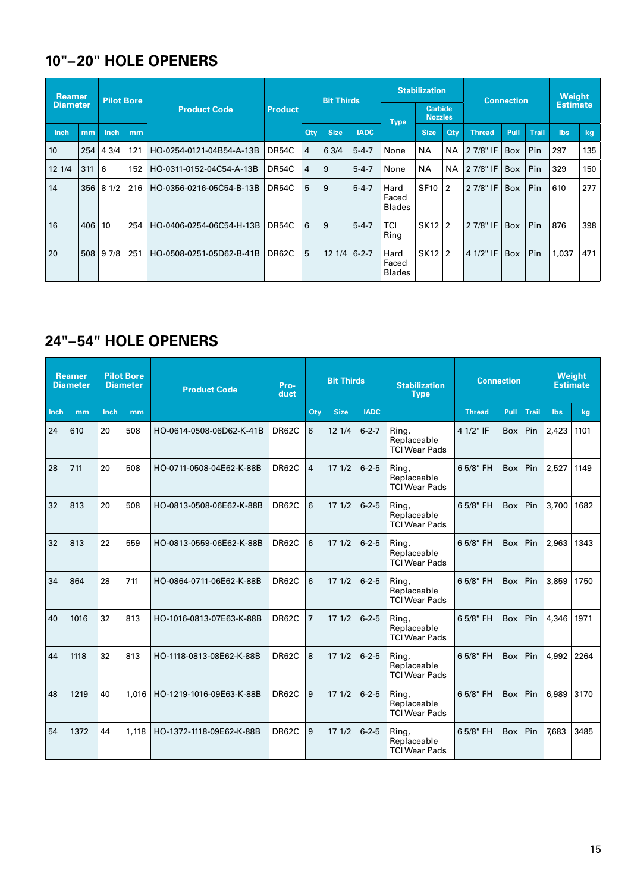## 10"–20" HOLE OPENERS

| Reamer Diameter | | Pilot Bore | | Product Code | Product | Bit Thirds | | | Stabilization | | | Connection | | | Weight Estimate | |
|---|---|---|---|---|---|---|---|---|---|---|---|---|---|---|---|---|
| | | | | | | | | | Type | Carbide Nozzles | | | | | | |
| Inch | mm | Inch | mm | | | Qty | Size | IADC | | Size | Qty | Thread | Pull | Trail | lbs | kg |
| 10 | 254 | 4 3/4 | 121 | HO-0254-0121-04B54-A-13B | DR54C | 4 | 6 3/4 | 5-4-7 | None | NA | NA | 2 7/8" IF | Box | Pin | 297 | 135 |
| 12 1/4 | 311 | 6 | 152 | HO-0311-0152-04C54-A-13B | DR54C | 4 | 9 | 5-4-7 | None | NA | NA | 2 7/8" IF | Box | Pin | 329 | 150 |
| 14 | 356 | 8 1/2 | 216 | HO-0356-0216-05C54-B-13B | DR54C | 5 | 9 | 5-4-7 | Hard Faced Blades | SF10 | 2 | 2 7/8" IF | Box | Pin | 610 | 277 |
| 16 | 406 | 10 | 254 | HO-0406-0254-06C54-H-13B | DR54C | 6 | 9 | 5-4-7 | TCI Ring | SK12 | 2 | 2 7/8" IF | Box | Pin | 876 | 398 |
| 20 | 508 | 9 7/8 | 251 | HO-0508-0251-05D62-B-41B | DR62C | 5 | 12 1/4 | 6-2-7 | Hard Faced Blades | SK12 | 2 | 4 1/2" IF | Box | Pin | 1,037 | 471 |

## 24"–54" HOLE OPENERS

| Reamer Diameter | | Pilot Bore Diameter | | Product Code | Product | Bit Thirds | | | Stabilization Type | Connection | | | Weight Estimate | |
|---|---|---|---|---|---|---|---|---|---|---|---|---|---|---|
| Inch | mm | Inch | mm | | | Qty | Size | IADC | | Thread | Pull | Trail | lbs | kg |
| 24 | 610 | 20 | 508 | HO-0614-0508-06D62-K-41B | DR62C | 6 | 12 1/4 | 6-2-7 | Ring, Replaceable TCI Wear Pads | 4 1/2" IF | Box | Pin | 2,423 | 1101 |
| 28 | 711 | 20 | 508 | HO-0711-0508-04E62-K-88B | DR62C | 4 | 17 1/2 | 6-2-5 | Ring, Replaceable TCI Wear Pads | 6 5/8" FH | Box | Pin | 2,527 | 1149 |
| 32 | 813 | 20 | 508 | HO-0813-0508-06E62-K-88B | DR62C | 6 | 17 1/2 | 6-2-5 | Ring, Replaceable TCI Wear Pads | 6 5/8" FH | Box | Pin | 3,700 | 1682 |
| 32 | 813 | 22 | 559 | HO-0813-0559-06E62-K-88B | DR62C | 6 | 17 1/2 | 6-2-5 | Ring, Replaceable TCI Wear Pads | 6 5/8" FH | Box | Pin | 2,963 | 1343 |
| 34 | 864 | 28 | 711 | HO-0864-0711-06E62-K-88B | DR62C | 6 | 17 1/2 | 6-2-5 | Ring, Replaceable TCI Wear Pads | 6 5/8" FH | Box | Pin | 3,859 | 1750 |
| 40 | 1016 | 32 | 813 | HO-1016-0813-07E63-K-88B | DR62C | 7 | 17 1/2 | 6-2-5 | Ring, Replaceable TCI Wear Pads | 6 5/8" FH | Box | Pin | 4,346 | 1971 |
| 44 | 1118 | 32 | 813 | HO-1118-0813-08E62-K-88B | DR62C | 8 | 17 1/2 | 6-2-5 | Ring, Replaceable TCI Wear Pads | 6 5/8" FH | Box | Pin | 4,992 | 2264 |
| 48 | 1219 | 40 | 1,016 | HO-1219-1016-09E63-K-88B | DR62C | 9 | 17 1/2 | 6-2-5 | Ring, Replaceable TCI Wear Pads | 6 5/8" FH | Box | Pin | 6,989 | 3170 |
| 54 | 1372 | 44 | 1,118 | HO-1372-1118-09E62-K-88B | DR62C | 9 | 17 1/2 | 6-2-5 | Ring, Replaceable TCI Wear Pads | 6 5/8" FH | Box | Pin | 7,683 | 3485 |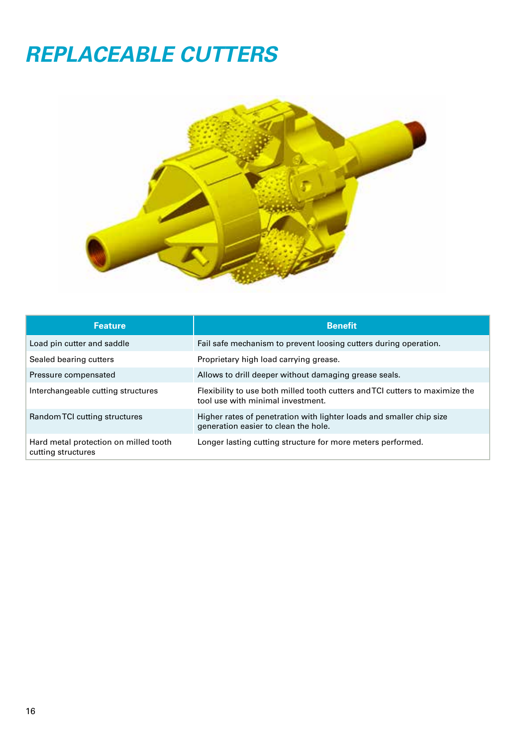# REPLACEABLE CUTTERS

| Feature | Benefit |
|---|---|
| Load pin cutter and saddle | Fail safe mechanism to prevent loosing cutters during operation. |
| Sealed bearing cutters | Proprietary high load carrying grease. |
| Pressure compensated | Allows to drill deeper without damaging grease seals. |
| Interchangeable cutting structures | Flexibility to use both milled tooth cutters and TCI cutters to maximize the tool use with minimal investment. |
| Random TCI cutting structures | Higher rates of penetration with lighter loads and smaller chip size generation easier to clean the hole. |
| Hard metal protection on milled tooth cutting structures | Longer lasting cutting structure for more meters performed. |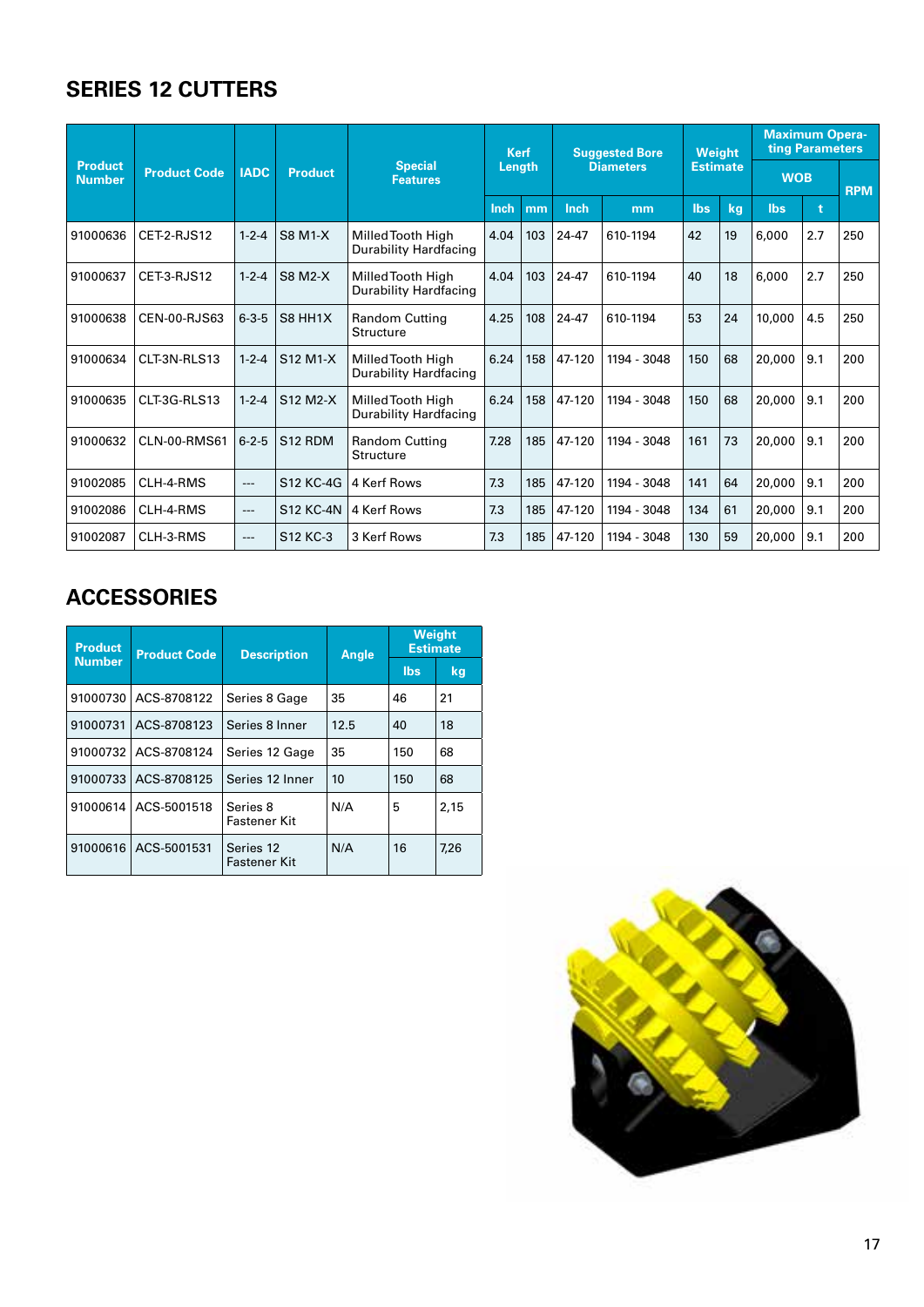## SERIES 12 CUTTERS

| Product Number | Product Code | IADC | Product | Special Features | Kerf Length | | Suggested Bore Diameters | | Weight Estimate | | Maximum Operating Parameters | | |
|---|---|---|---|---|---|---|---|---|---|---|---|---|---|
| | | | | | | | | | | | WOB | | RPM |
| | | | | | Inch | mm | Inch | mm | lbs | kg | lbs | t | |
| 91000636 | CET-2-RJS12 | 1-2-4 | S8 M1-X | Milled Tooth High Durability Hardfacing | 4.04 | 103 | 24-47 | 610-1194 | 42 | 19 | 6,000 | 2.7 | 250 |
| 91000637 | CET-3-RJS12 | 1-2-4 | S8 M2-X | Milled Tooth High Durability Hardfacing | 4.04 | 103 | 24-47 | 610-1194 | 40 | 18 | 6,000 | 2.7 | 250 |
| 91000638 | CEN-00-RJS63 | 6-3-5 | S8 HH1X | Random Cutting Structure | 4.25 | 108 | 24-47 | 610-1194 | 53 | 24 | 10,000 | 4.5 | 250 |
| 91000634 | CLT-3N-RLS13 | 1-2-4 | S12 M1-X | Milled Tooth High Durability Hardfacing | 6.24 | 158 | 47-120 | 1194 - 3048 | 150 | 68 | 20,000 | 9.1 | 200 |
| 91000635 | CLT-3G-RLS13 | 1-2-4 | S12 M2-X | Milled Tooth High Durability Hardfacing | 6.24 | 158 | 47-120 | 1194 - 3048 | 150 | 68 | 20,000 | 9.1 | 200 |
| 91000632 | CLN-00-RMS61 | 6-2-5 | S12 RDM | Random Cutting Structure | 7.28 | 185 | 47-120 | 1194 - 3048 | 161 | 73 | 20,000 | 9.1 | 200 |
| 91002085 | CLH-4-RMS | --- | S12 KC-4G | 4 Kerf Rows | 7.3 | 185 | 47-120 | 1194 - 3048 | 141 | 64 | 20,000 | 9.1 | 200 |
| 91002086 | CLH-4-RMS | --- | S12 KC-4N | 4 Kerf Rows | 7.3 | 185 | 47-120 | 1194 - 3048 | 134 | 61 | 20,000 | 9.1 | 200 |
| 91002087 | CLH-3-RMS | --- | S12 KC-3 | 3 Kerf Rows | 7.3 | 185 | 47-120 | 1194 - 3048 | 130 | 59 | 20,000 | 9.1 | 200 |

## ACCESSORIES

| Product Number | Product Code | Description | Angle | Weight Estimate | |
|---|---|---|---|---|---|
| | | | | lbs | kg |
| 91000730 | ACS-8708122 | Series 8 Gage | 35 | 46 | 21 |
| 91000731 | ACS-8708123 | Series 8 Inner | 12.5 | 40 | 18 |
| 91000732 | ACS-8708124 | Series 12 Gage | 35 | 150 | 68 |
| 91000733 | ACS-8708125 | Series 12 Inner | 10 | 150 | 68 |
| 91000614 | ACS-5001518 | Series 8 Fastener Kit | N/A | 5 | 2,15 |
| 91000616 | ACS-5001531 | Series 12 Fastener Kit | N/A | 16 | 7,26 |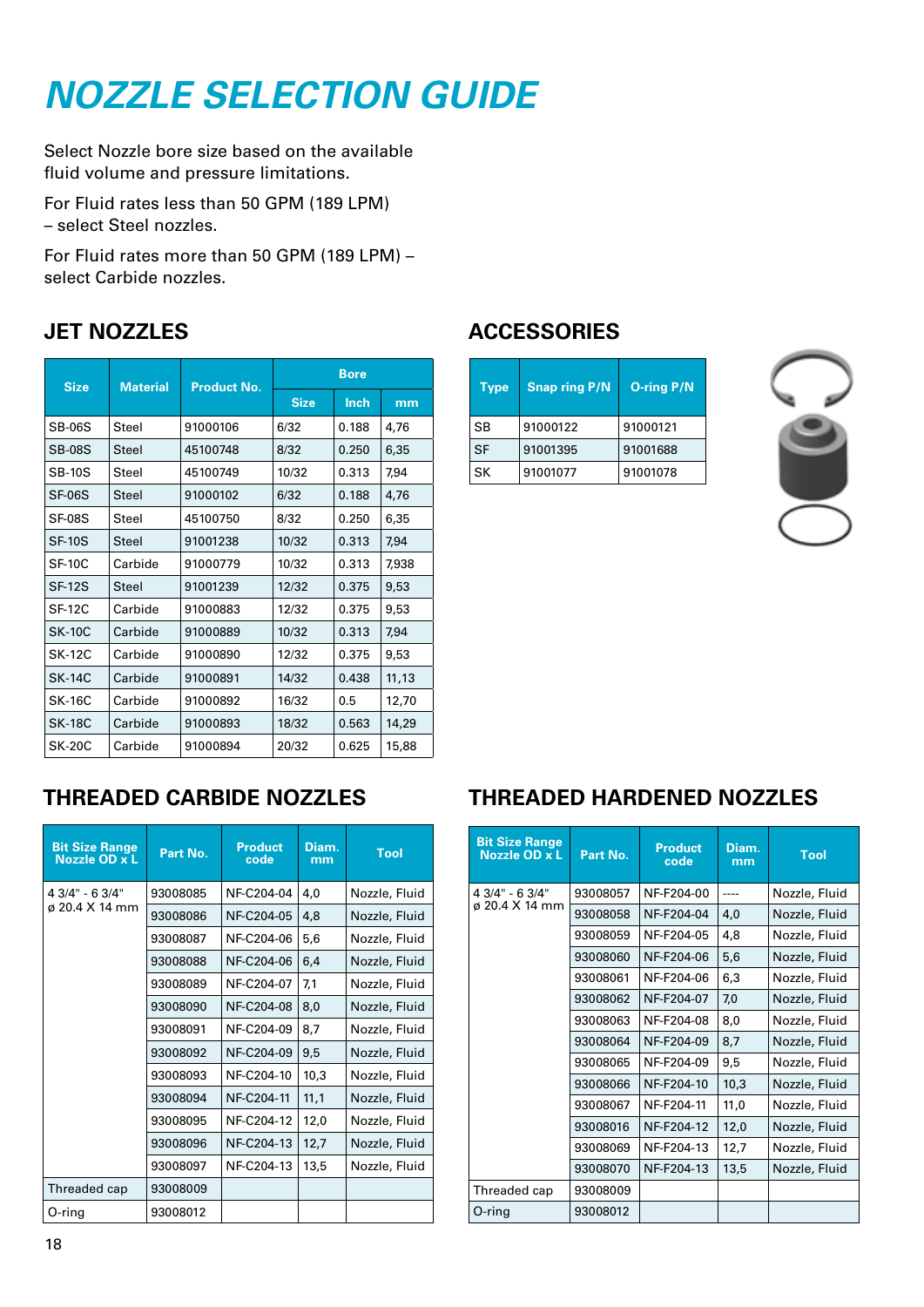# NOZZLE SELECTION GUIDE

Select Nozzle bore size based on the available fluid volume and pressure limitations.

For Fluid rates less than 50 GPM (189 LPM) – select Steel nozzles.

For Fluid rates more than 50 GPM (189 LPM) – select Carbide nozzles.

## JET NOZZLES

| Size | Material | Product No. | Bore | | |
|---|---|---|---|---|---|
| | | | Size | Inch | mm |
| SB-06S | Steel | 91000106 | 6/32 | 0.188 | 4,76 |
| SB-08S | Steel | 45100748 | 8/32 | 0.250 | 6,35 |
| SB-10S | Steel | 45100749 | 10/32 | 0.313 | 7,94 |
| SF-06S | Steel | 91000102 | 6/32 | 0.188 | 4,76 |
| SF-08S | Steel | 45100750 | 8/32 | 0.250 | 6,35 |
| SF-10S | Steel | 91001238 | 10/32 | 0.313 | 7,94 |
| SF-10C | Carbide | 91000779 | 10/32 | 0.313 | 7,938 |
| SF-12S | Steel | 91001239 | 12/32 | 0.375 | 9,53 |
| SF-12C | Carbide | 91000883 | 12/32 | 0.375 | 9,53 |
| SK-10C | Carbide | 91000889 | 10/32 | 0.313 | 7,94 |
| SK-12C | Carbide | 91000890 | 12/32 | 0.375 | 9,53 |
| SK-14C | Carbide | 91000891 | 14/32 | 0.438 | 11,13 |
| SK-16C | Carbide | 91000892 | 16/32 | 0.5 | 12,70 |
| SK-18C | Carbide | 91000893 | 18/32 | 0.563 | 14,29 |
| SK-20C | Carbide | 91000894 | 20/32 | 0.625 | 15,88 |

## ACCESSORIES

| Type | Snap ring P/N | O-ring P/N |
|---|---|---|
| SB | 91000122 | 91000121 |
| SF | 91001395 | 91001688 |
| SK | 91001077 | 91001078 |

## THREADED CARBIDE NOZZLES

| Bit Size Range Nozzle OD x L | Part No. | Product code | Diam. mm | Tool |
|---|---|---|---|---|
| 4 3/4" - 6 3/4" ø 20.4 X 14 mm | 93008085 | NF-C204-04 | 4,0 | Nozzle, Fluid |
| | 93008086 | NF-C204-05 | 4,8 | Nozzle, Fluid |
| | 93008087 | NF-C204-06 | 5,6 | Nozzle, Fluid |
| | 93008088 | NF-C204-06 | 6,4 | Nozzle, Fluid |
| | 93008089 | NF-C204-07 | 7,1 | Nozzle, Fluid |
| | 93008090 | NF-C204-08 | 8,0 | Nozzle, Fluid |
| | 93008091 | NF-C204-09 | 8,7 | Nozzle, Fluid |
| | 93008092 | NF-C204-09 | 9,5 | Nozzle, Fluid |
| | 93008093 | NF-C204-10 | 10,3 | Nozzle, Fluid |
| | 93008094 | NF-C204-11 | 11,1 | Nozzle, Fluid |
| | 93008095 | NF-C204-12 | 12,0 | Nozzle, Fluid |
| | 93008096 | NF-C204-13 | 12,7 | Nozzle, Fluid |
| | 93008097 | NF-C204-13 | 13,5 | Nozzle, Fluid |
| Threaded cap | 93008009 | | | |
| O-ring | 93008012 | | | |

## THREADED HARDENED NOZZLES

| Bit Size Range Nozzle OD x L | Part No. | Product code | Diam. mm | Tool |
|---|---|---|---|---|
| 4 3/4" - 6 3/4" ø 20.4 X 14 mm | 93008057 | NF-F204-00 | ---- | Nozzle, Fluid |
| | 93008058 | NF-F204-04 | 4,0 | Nozzle, Fluid |
| | 93008059 | NF-F204-05 | 4,8 | Nozzle, Fluid |
| | 93008060 | NF-F204-06 | 5,6 | Nozzle, Fluid |
| | 93008061 | NF-F204-06 | 6,3 | Nozzle, Fluid |
| | 93008062 | NF-F204-07 | 7,0 | Nozzle, Fluid |
| | 93008063 | NF-F204-08 | 8,0 | Nozzle, Fluid |
| | 93008064 | NF-F204-09 | 8,7 | Nozzle, Fluid |
| | 93008065 | NF-F204-09 | 9,5 | Nozzle, Fluid |
| | 93008066 | NF-F204-10 | 10,3 | Nozzle, Fluid |
| | 93008067 | NF-F204-11 | 11,0 | Nozzle, Fluid |
| | 93008016 | NF-F204-12 | 12,0 | Nozzle, Fluid |
| | 93008069 | NF-F204-13 | 12,7 | Nozzle, Fluid |
| | 93008070 | NF-F204-13 | 13,5 | Nozzle, Fluid |
| Threaded cap | 93008009 | | | |
| O-ring | 93008012 | | | |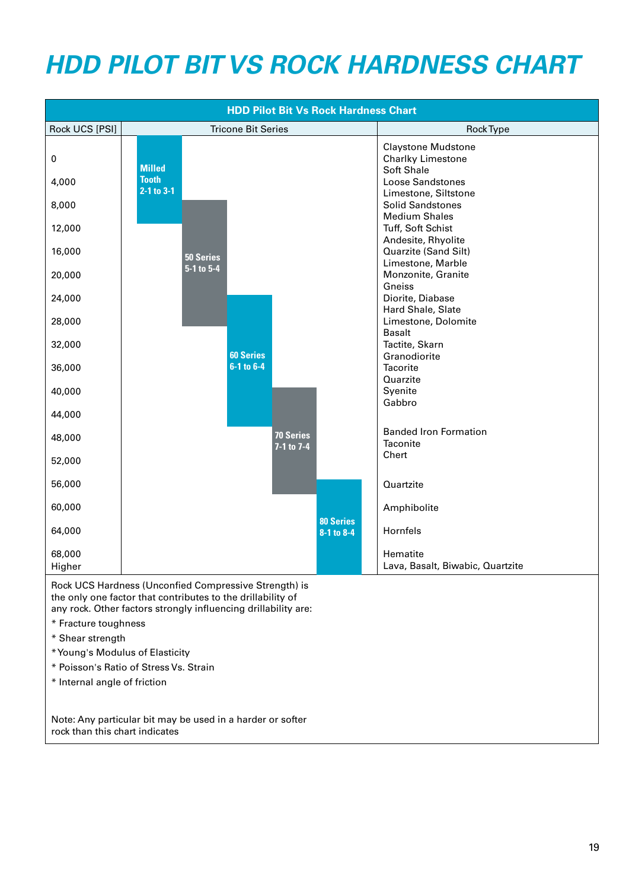# HDD PILOT BIT VS ROCK HARDNESS CHART

| HDD Pilot Bit Vs Rock Hardness Chart | | |
|---|---|---|
| **Rock UCS [PSI]** | **Tricone Bit Series** | **Rock Type** |
| | | Claystone Mudstone |
| 0 | Milled Tooth 2-1 to 3-1 | Charlky Limestone |
| | Milled Tooth 2-1 to 3-1 | Soft Shale |
| 4,000 | Milled Tooth 2-1 to 3-1 | Loose Sandstones |
| | Milled Tooth 2-1 to 3-1 | Limestone, Siltstone |
| 8,000 | Milled Tooth 2-1 to 3-1; 50 Series 5-1 to 5-4 | Solid Sandstones |
| | Milled Tooth 2-1 to 3-1; 50 Series 5-1 to 5-4 | Medium Shales |
| 12,000 | 50 Series 5-1 to 5-4 | Tuff, Soft Schist |
| | 50 Series 5-1 to 5-4 | Andesite, Rhyolite |
| 16,000 | 50 Series 5-1 to 5-4 | Quarzite (Sand Silt) |
| | 50 Series 5-1 to 5-4 | Limestone, Marble |
| 20,000 | 50 Series 5-1 to 5-4 | Monzonite, Granite |
| | 50 Series 5-1 to 5-4; 60 Series 6-1 to 6-4 | Gneiss |
| 24,000 | 50 Series 5-1 to 5-4; 60 Series 6-1 to 6-4 | Diorite, Diabase |
| | 50 Series 5-1 to 5-4; 60 Series 6-1 to 6-4 | Hard Shale, Slate |
| 28,000 | 50 Series 5-1 to 5-4; 60 Series 6-1 to 6-4 | Limestone, Dolomite |
| | 60 Series 6-1 to 6-4 | Basalt |
| 32,000 | 60 Series 6-1 to 6-4 | Tactite, Skarn |
| | 60 Series 6-1 to 6-4 | Granodiorite |
| 36,000 | 60 Series 6-1 to 6-4 | Tacorite |
| | 60 Series 6-1 to 6-4 | Quarzite |
| 40,000 | 60 Series 6-1 to 6-4; 70 Series 7-1 to 7-4 | Syenite |
| | 60 Series 6-1 to 6-4; 70 Series 7-1 to 7-4 | Gabbro |
| 44,000 | 60 Series 6-1 to 6-4; 70 Series 7-1 to 7-4 | |
| | 70 Series 7-1 to 7-4 | Banded Iron Formation |
| 48,000 | 70 Series 7-1 to 7-4 | Taconite |
| | 70 Series 7-1 to 7-4 | Chert |
| 52,000 | 70 Series 7-1 to 7-4 | |
| 56,000 | 70 Series 7-1 to 7-4; 80 Series 8-1 to 8-4 | Quartzite |
| 60,000 | 80 Series 8-1 to 8-4 | Amphibolite |
| 64,000 | 80 Series 8-1 to 8-4 | Hornfels |
| 68,000 | 80 Series 8-1 to 8-4 | Hematite |
| Higher | 80 Series 8-1 to 8-4 | Lava, Basalt, Biwabic, Quartzite |

Rock UCS Hardness (Unconfied Compressive Strength) is the only one factor that contributes to the drillability of any rock. Other factors strongly influencing drillability are:

* Fracture toughness
* Shear strength
* Young's Modulus of Elasticity
* Poisson's Ratio of Stress Vs. Strain
* Internal angle of friction

Note: Any particular bit may be used in a harder or softer rock than this chart indicates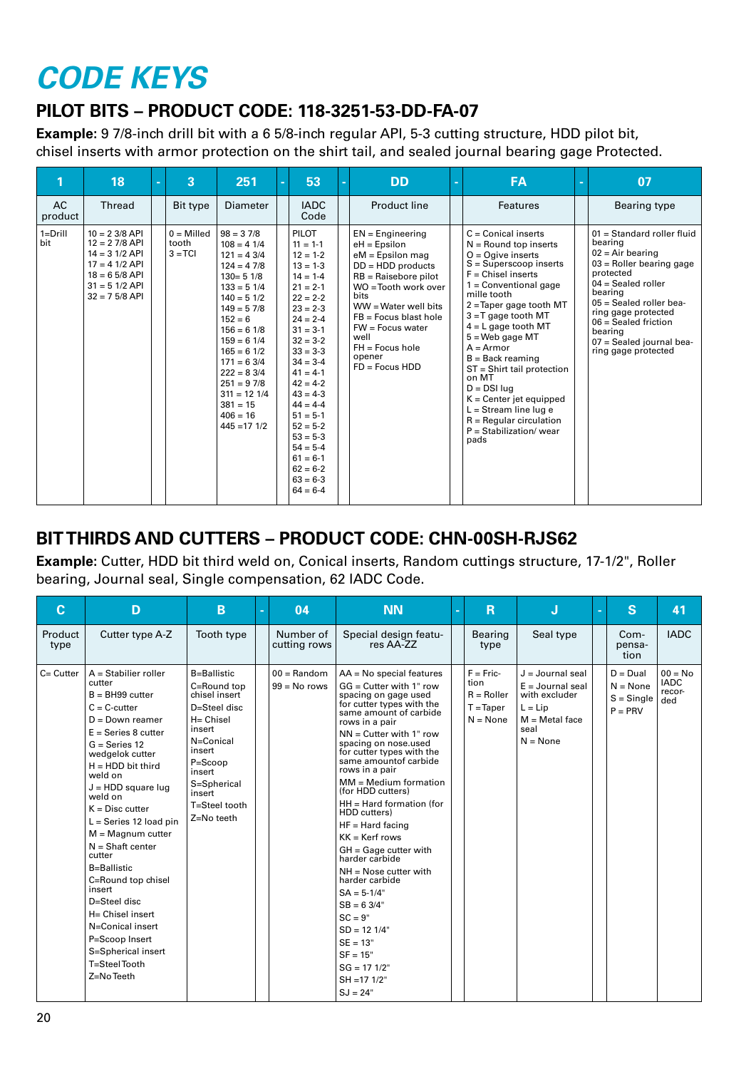# CODE KEYS

## PILOT BITS – PRODUCT CODE: 118-3251-53-DD-FA-07

**Example:** 9 7/8-inch drill bit with a 6 5/8-inch regular API, 5-3 cutting structure, HDD pilot bit, chisel inserts with armor protection on the shirt tail, and sealed journal bearing gage Protected.

| 1 | 18 | - | 3 | 251 | - | 53 | - | DD | - | FA | - | 07 |
|---|---|---|---|---|---|---|---|---|---|---|---|---|
| AC product | Thread | | Bit type | Diameter | | IADC Code | | Product line | | Features | | Bearing type |
| 1=Drill bit | 10 = 2 3/8 API<br>12 = 2 7/8 API<br>14 = 3 1/2 API<br>17 = 4 1/2 API<br>18 = 6 5/8 API<br>31 = 5 1/2 API<br>32 = 7 5/8 API | | 0 = Milled tooth<br>3 =TCI | 98 = 3 7/8<br>108 = 4 1/4<br>121 = 4 3/4<br>124 = 4 7/8<br>130= 5 1/8<br>133 = 5 1/4<br>140 = 5 1/2<br>149 = 5 7/8<br>152 = 6<br>156 = 6 1/8<br>159 = 6 1/4<br>165 = 6 1/2<br>171 = 6 3/4<br>222 = 8 3/4<br>251 = 9 7/8<br>311 = 12 1/4<br>381 = 15<br>406 = 16<br>445 =17 1/2 | | PILOT<br>11 = 1-1<br>12 = 1-2<br>13 = 1-3<br>14 = 1-4<br>21 = 2-1<br>22 = 2-2<br>23 = 2-3<br>24 = 2-4<br>31 = 3-1<br>32 = 3-2<br>33 = 3-3<br>34 = 3-4<br>41 = 4-1<br>42 = 4-2<br>43 = 4-3<br>44 = 4-4<br>51 = 5-1<br>52 = 5-2<br>53 = 5-3<br>54 = 5-4<br>61 = 6-1<br>62 = 6-2<br>63 = 6-3<br>64 = 6-4 | | EN = Engineering<br>eH = Epsilon<br>eM = Epsilon mag<br>DD = HDD products<br>RB = Raisebore pilot<br>WO =Tooth work over bits<br>WW = Water well bits<br>FB = Focus blast hole<br>FW = Focus water well<br>FH = Focus hole opener<br>FD = Focus HDD | | C = Conical inserts<br>N = Round top inserts<br>O = Ogive inserts<br>S = Superscoop inserts<br>F = Chisel inserts<br>1 = Conventional gage mille tooth<br>2 =Taper gage tooth MT<br>3 =T gage tooth MT<br>4 = L gage tooth MT<br>5 =Web gage MT<br>A = Armor<br>B = Back reaming<br>ST = Shirt tail protection on MT<br>D = DSI lug<br>K = Center jet equipped<br>L = Stream line lug e<br>R = Regular circulation<br>P = Stabilization/ wear pads | | 01 = Standard roller fluid bearing<br>02 = Air bearing<br>03 = Roller bearing gage protected<br>04 = Sealed roller bearing<br>05 = Sealed roller bearing gage protected<br>06 = Sealed friction bearing<br>07 = Sealed journal bearing gage protected |

## BIT THIRDS AND CUTTERS – PRODUCT CODE: CHN-00SH-RJS62

**Example:** Cutter, HDD bit third weld on, Conical inserts, Random cuttings structure, 17-1/2", Roller bearing, Journal seal, Single compensation, 62 IADC Code.

| C | D | B | - | 04 | NN | - | R | J | - | S | 41 |
|---|---|---|---|---|---|---|---|---|---|---|---|
| Product type | Cutter type A-Z | Tooth type | | Number of cutting rows | Special design features AA-ZZ | | Bearing type | Seal type | | Compensation | IADC |
| C= Cutter | A = Stabilier roller cutter<br>B = BH99 cutter<br>C = C-cutter<br>D = Down reamer<br>E = Series 8 cutter<br>G = Series 12 wedgelok cutter<br>H = HDD bit third weld on<br>J = HDD square lug weld on<br>K = Disc cutter<br>L = Series 12 load pin<br>M = Magnum cutter<br>N = Shaft center cutter<br>B=Ballistic<br>C=Round top chisel insert<br>D=Steel disc<br>H= Chisel insert<br>N=Conical insert<br>P=Scoop Insert<br>S=Spherical insert<br>T=Steel Tooth<br>Z=No Teeth | B=Ballistic<br>C=Round top chisel insert<br>D=Steel disc<br>H= Chisel insert<br>N=Conical insert<br>P=Scoop insert<br>S=Spherical insert<br>T=Steel tooth<br>Z=No teeth | | 00 = Random<br>99 = No rows | AA = No special features<br>GG = Cutter with 1" row spacing on gage used for cutter types with the same amount of carbide rows in a pair<br>NN = Cutter with 1" row spacing on nose.used for cutter types with the same amountof carbide rows in a pair<br>MM = Medium formation (for HDD cutters)<br>HH = Hard formation (for HDD cutters)<br>HF = Hard facing<br>KK = Kerf rows<br>GH = Gage cutter with harder carbide<br>NH = Nose cutter with harder carbide<br>SA = 5-1/4"<br>SB = 6 3/4"<br>SC = 9"<br>SD = 12 1/4"<br>SE = 13"<br>SF = 15"<br>SG = 17 1/2"<br>SH =17 1/2"<br>SJ = 24" | | F = Friction<br>R = Roller<br>T =Taper<br>N = None | J = Journal seal<br>E = Journal seal with excluder<br>L = Lip<br>M = Metal face seal<br>N = None | | D = Dual<br>N = None<br>S = Single<br>P = PRV | 00 = No IADC recorded |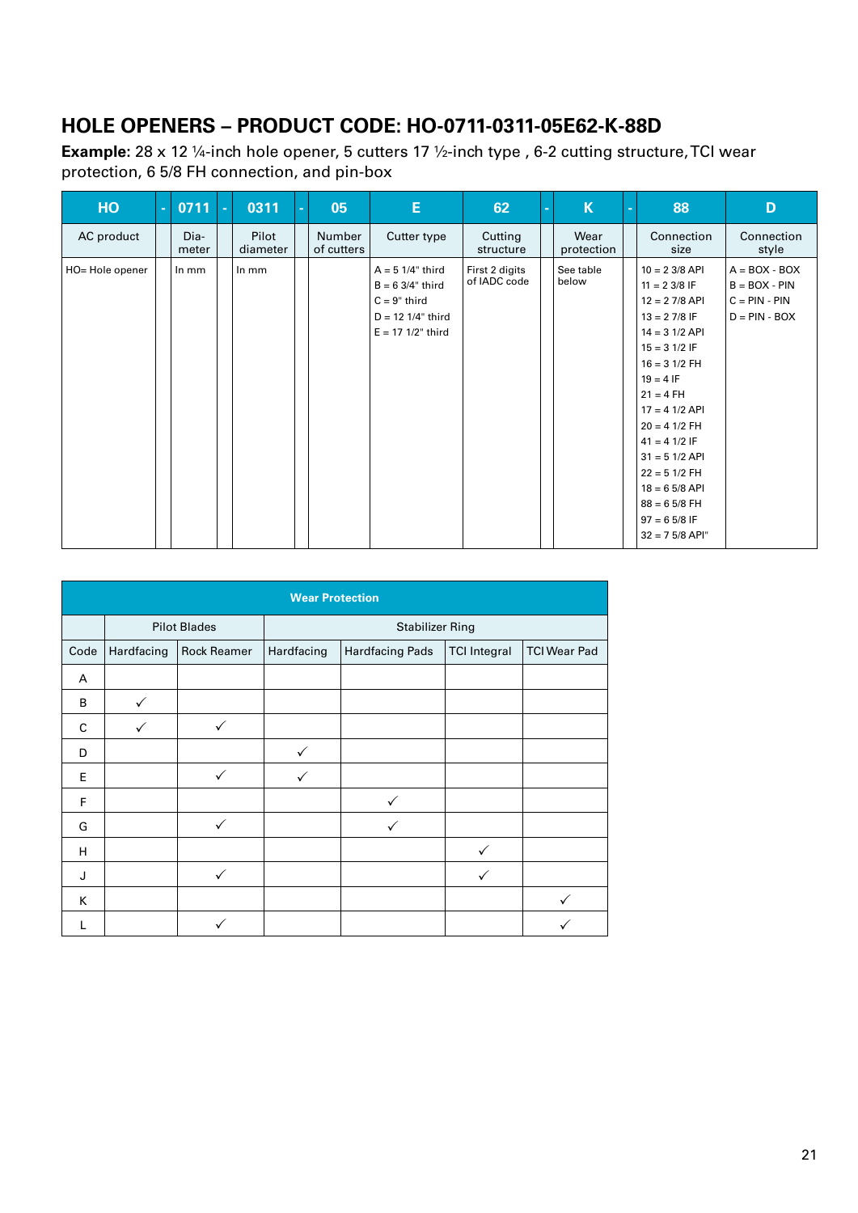## HOLE OPENERS – PRODUCT CODE: HO-0711-0311-05E62-K-88D

**Example:** 28 x 12 ¼-inch hole opener, 5 cutters 17 ½-inch type , 6-2 cutting structure, TCI wear protection, 6 5/8 FH connection, and pin-box

| HO | - | 0711 | - | 0311 | - | 05 | E | 62 | - | K | - | 88 | D |
|---|---|---|---|---|---|---|---|---|---|---|---|---|---|
| AC product | | Dia-meter | | Pilot diameter | | Number of cutters | Cutter type | Cutting structure | | Wear protection | | Connection size | Connection style |
| HO= Hole opener | | In mm | | In mm | | | A = 5 1/4" third<br>B = 6 3/4" third<br>C = 9" third<br>D = 12 1/4" third<br>E = 17 1/2" third | First 2 digits of IADC code | | See table below | | 10 = 2 3/8 API<br>11 = 2 3/8 IF<br>12 = 2 7/8 API<br>13 = 2 7/8 IF<br>14 = 3 1/2 API<br>15 = 3 1/2 IF<br>16 = 3 1/2 FH<br>19 = 4 IF<br>21 = 4 FH<br>17 = 4 1/2 API<br>20 = 4 1/2 FH<br>41 = 4 1/2 IF<br>31 = 5 1/2 API<br>22 = 5 1/2 FH<br>18 = 6 5/8 API<br>88 = 6 5/8 FH<br>97 = 6 5/8 IF<br>32 = 7 5/8 API" | A = BOX - BOX<br>B = BOX - PIN<br>C = PIN - PIN<br>D = PIN - BOX |

| Wear Protection | | | | | | |
|---|---|---|---|---|---|---|
| | Pilot Blades | | Stabilizer Ring | | | |
| Code | Hardfacing | Rock Reamer | Hardfacing | Hardfacing Pads | TCI Integral | TCI Wear Pad |
| A | | | | | | |
| B | ✓ | | | | | |
| C | ✓ | ✓ | | | | |
| D | | | ✓ | | | |
| E | | ✓ | ✓ | | | |
| F | | | | ✓ | | |
| G | | ✓ | | ✓ | | |
| H | | | | | ✓ | |
| J | | ✓ | | | ✓ | |
| K | | | | | | ✓ |
| L | | ✓ | | | | ✓ |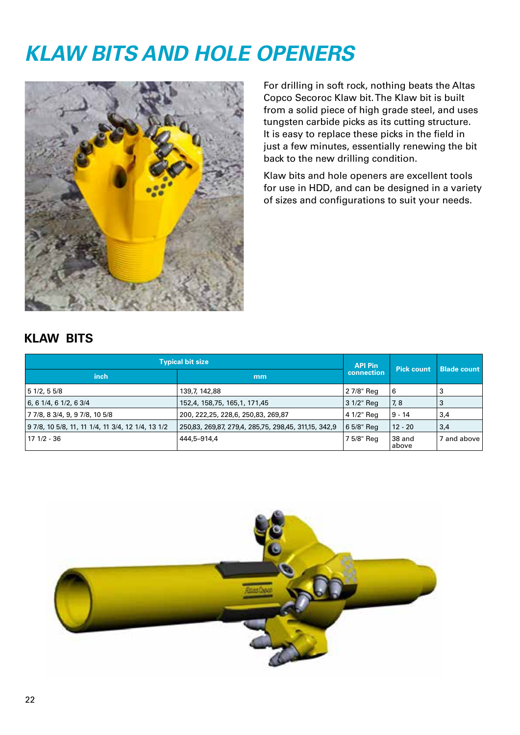# KLAW BITS AND HOLE OPENERS

For drilling in soft rock, nothing beats the Altas Copco Secoroc Klaw bit. The Klaw bit is built from a solid piece of high grade steel, and uses tungsten carbide picks as its cutting structure. It is easy to replace these picks in the field in just a few minutes, essentially renewing the bit back to the new drilling condition.

Klaw bits and hole openers are excellent tools for use in HDD, and can be designed in a variety of sizes and configurations to suit your needs.

## KLAW BITS

| Typical bit size | | API Pin connection | Pick count | Blade count |
|---|---|---|---|---|
| inch | mm | | | |
| 5 1/2, 5 5/8 | 139,7, 142,88 | 2 7/8" Reg | 6 | 3 |
| 6, 6 1/4, 6 1/2, 6 3/4 | 152,4, 158,75, 165,1, 171,45 | 3 1/2" Reg | 7, 8 | 3 |
| 7 7/8, 8 3/4, 9, 9 7/8, 10 5/8 | 200, 222,25, 228,6, 250,83, 269,87 | 4 1/2" Reg | 9 - 14 | 3,4 |
| 9 7/8, 10 5/8, 11, 11 1/4, 11 3/4, 12 1/4, 13 1/2 | 250,83, 269,87, 279,4, 285,75, 298,45, 311,15, 342,9 | 6 5/8" Reg | 12 - 20 | 3,4 |
| 17 1/2 - 36 | 444,5–914,4 | 7 5/8" Reg | 38 and above | 7 and above |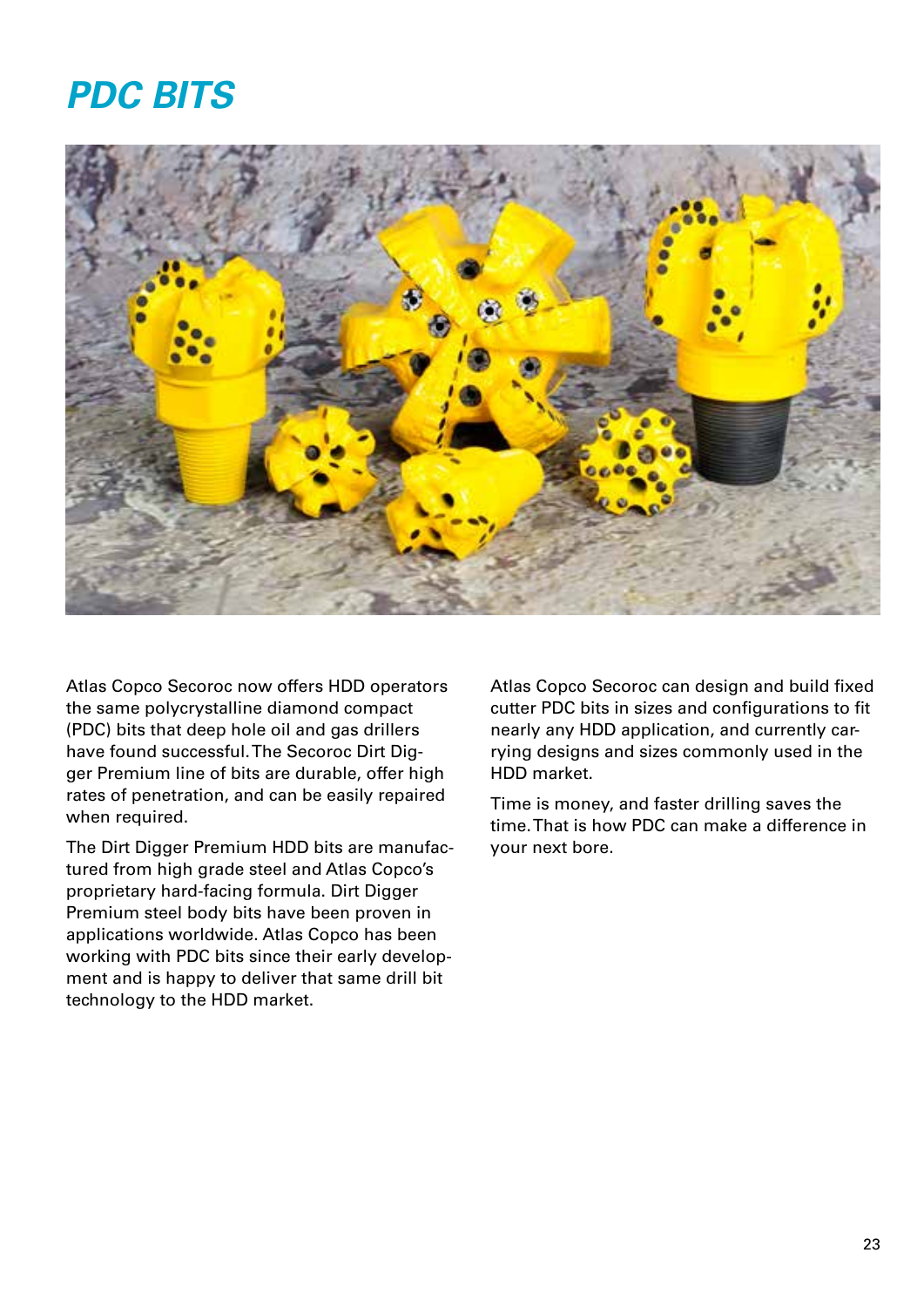# PDC BITS

Atlas Copco Secoroc now offers HDD operators the same polycrystalline diamond compact (PDC) bits that deep hole oil and gas drillers have found successful. The Secoroc Dirt Digger Premium line of bits are durable, offer high rates of penetration, and can be easily repaired when required.

The Dirt Digger Premium HDD bits are manufactured from high grade steel and Atlas Copco's proprietary hard-facing formula. Dirt Digger Premium steel body bits have been proven in applications worldwide. Atlas Copco has been working with PDC bits since their early development and is happy to deliver that same drill bit technology to the HDD market.

Atlas Copco Secoroc can design and build fixed cutter PDC bits in sizes and configurations to fit nearly any HDD application, and currently carrying designs and sizes commonly used in the HDD market.

Time is money, and faster drilling saves the time. That is how PDC can make a difference in your next bore.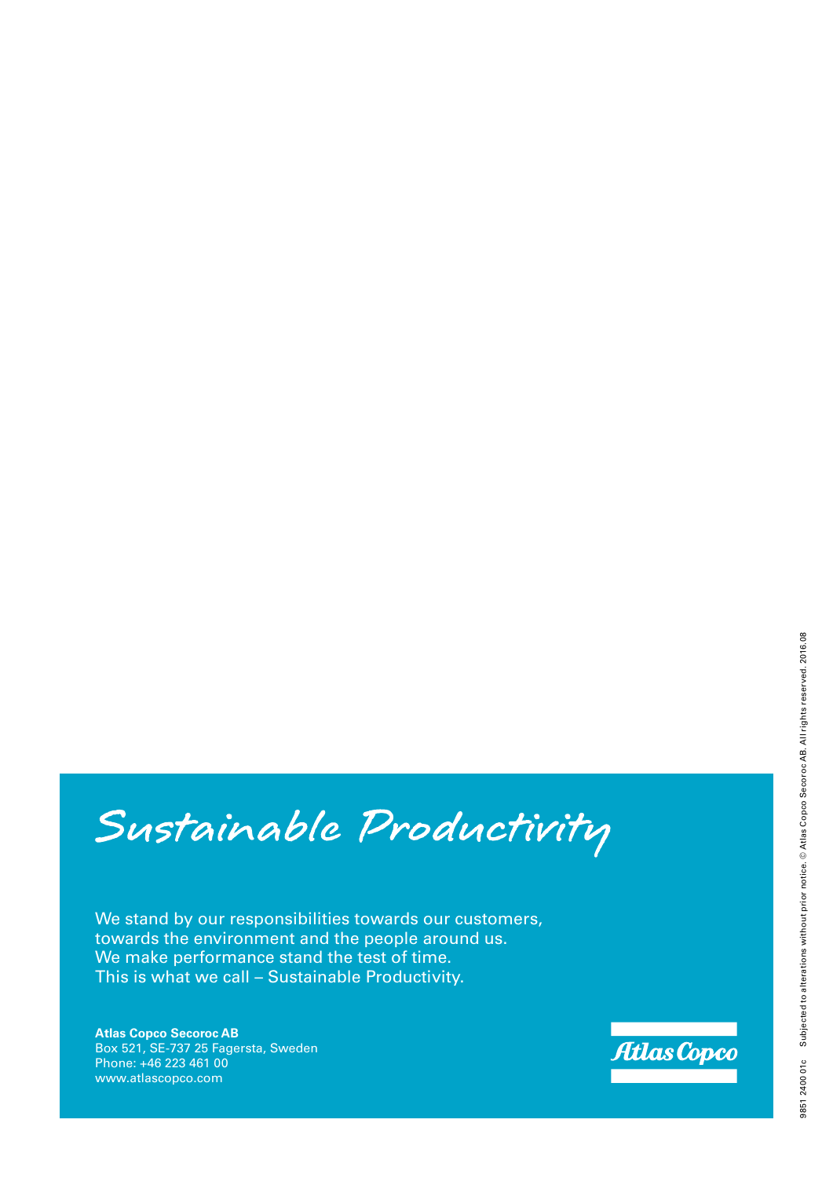# Sustainable Productivity

We stand by our responsibilities towards our customers,
towards the environment and the people around us.
We make performance stand the test of time.
This is what we call – Sustainable Productivity.

**Atlas Copco Secoroc AB**
Box 521, SE-737 25 Fagersta, Sweden
Phone: +46 223 461 00
www.atlascopco.com

Atlas Copco

9851 2400 01c Subjected to alterations without prior notice. © Atlas Copco Secoroc AB. All rights reserved. 2016.08